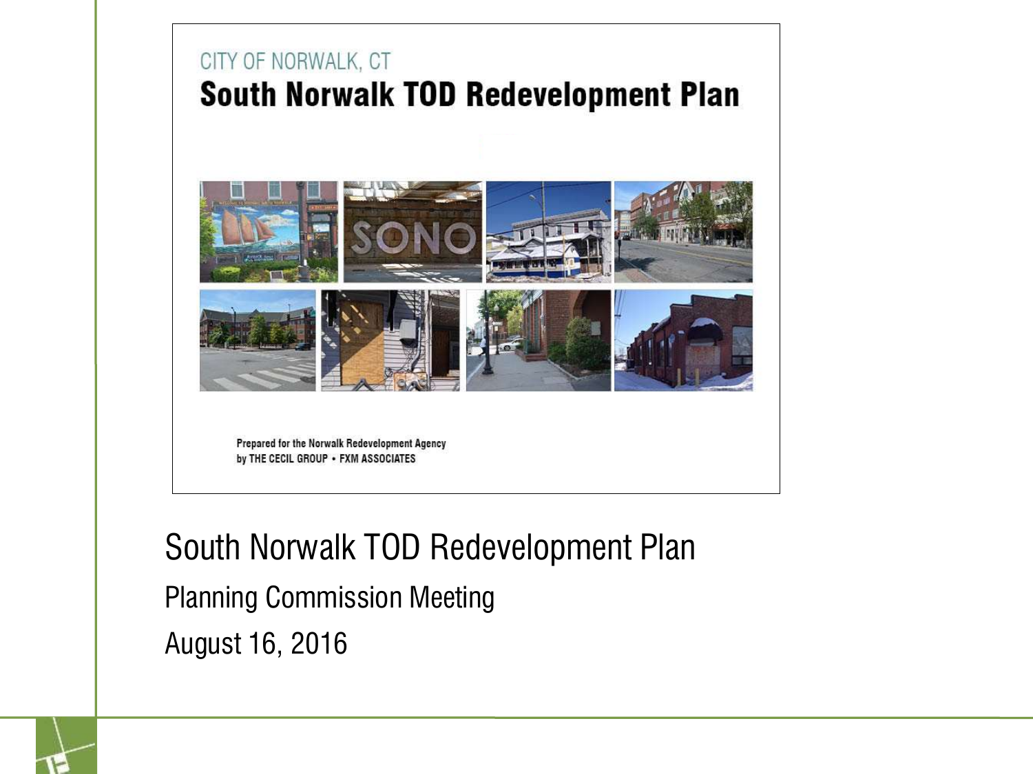CITY OF NORWALK, CT

# South Norwalk TOD Redevelopment Plan

Prepared for the Norwalk Redevelopment Agency
by THE CECIL GROUP • FXM ASSOCIATES

## South Norwalk TOD Redevelopment Plan

Planning Commission Meeting

August 16, 2016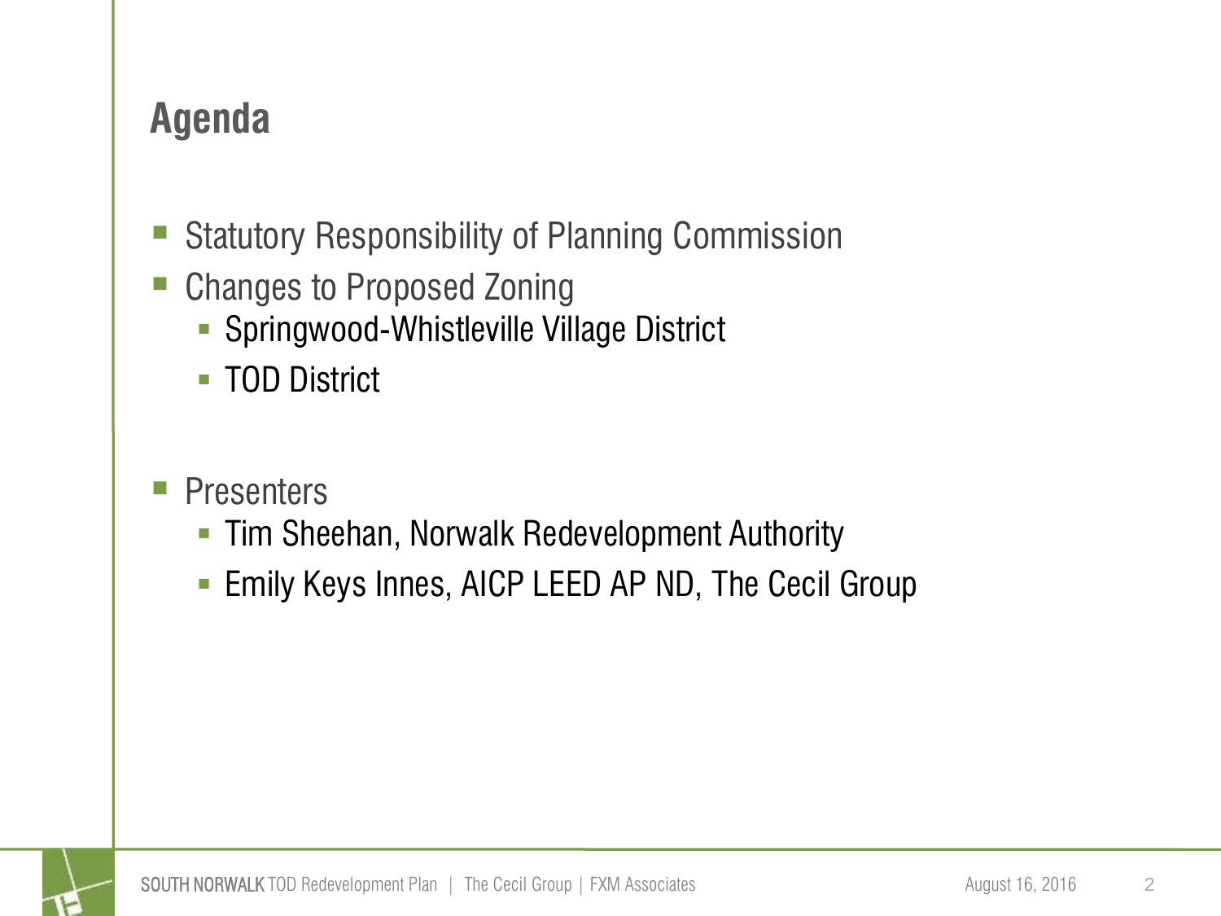# Agenda

- Statutory Responsibility of Planning Commission
- Changes to Proposed Zoning
  - Springwood-Whistleville Village District
  - TOD District

- Presenters
  - Tim Sheehan, Norwalk Redevelopment Authority
  - Emily Keys Innes, AICP LEED AP ND, The Cecil Group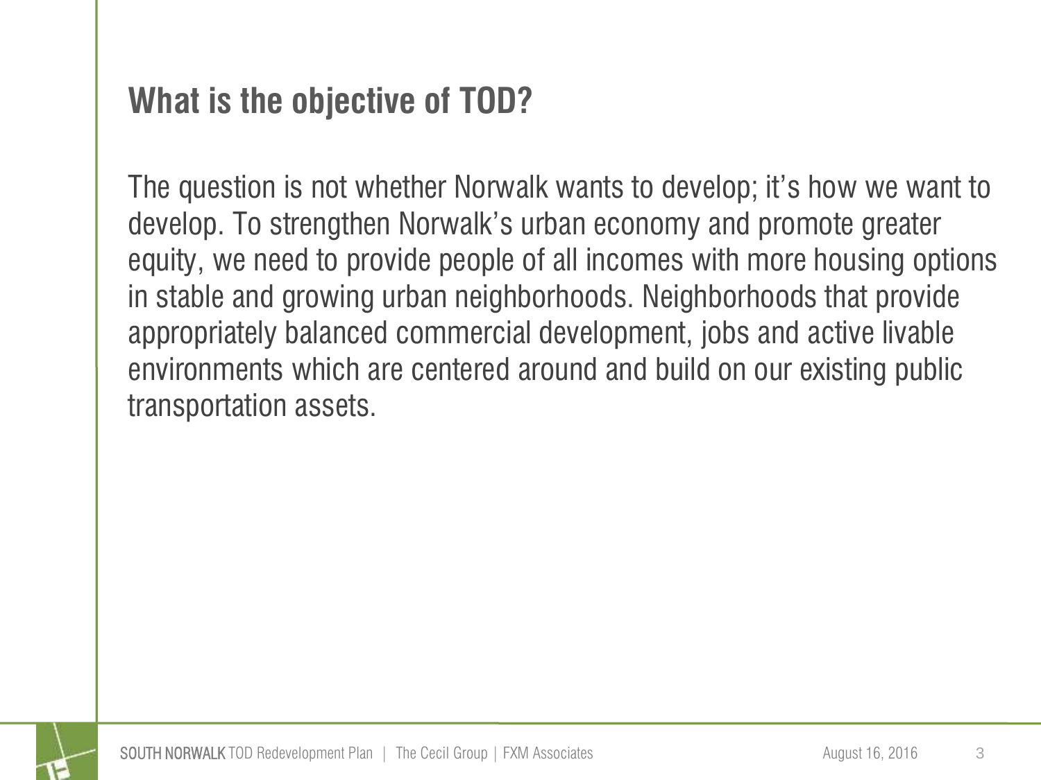## What is the objective of TOD?

The question is not whether Norwalk wants to develop; it's how we want to develop. To strengthen Norwalk's urban economy and promote greater equity, we need to provide people of all incomes with more housing options in stable and growing urban neighborhoods. Neighborhoods that provide appropriately balanced commercial development, jobs and active livable environments which are centered around and build on our existing public transportation assets.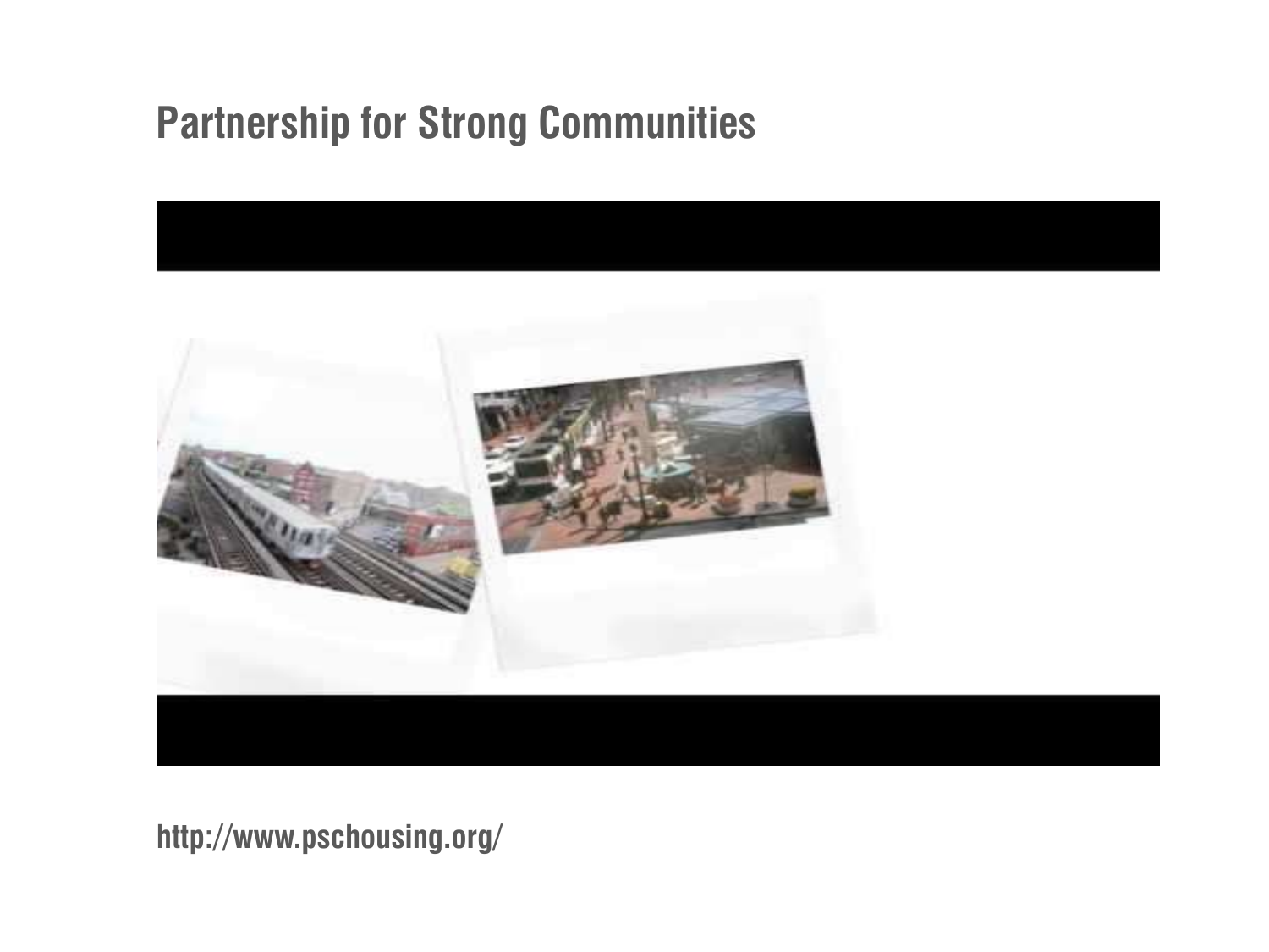# Partnership for Strong Communities

http://www.pschousing.org/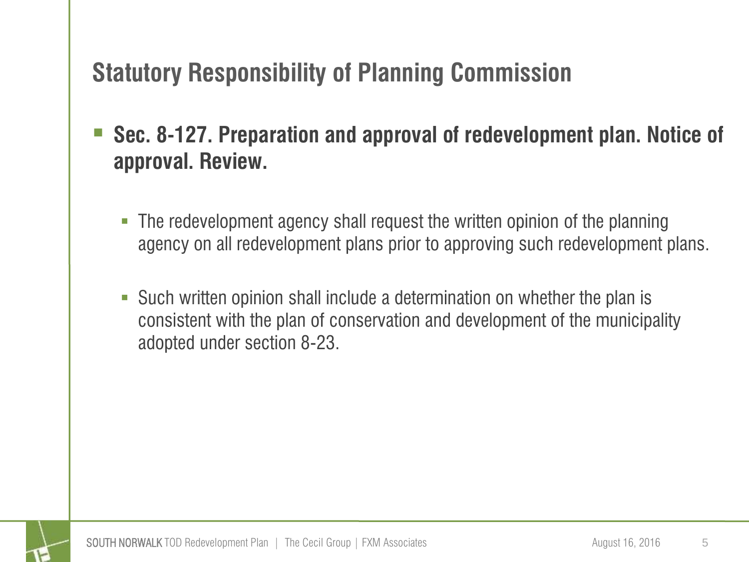# Statutory Responsibility of Planning Commission

- **Sec. 8-127. Preparation and approval of redevelopment plan. Notice of approval. Review.**
  - The redevelopment agency shall request the written opinion of the planning agency on all redevelopment plans prior to approving such redevelopment plans.
  - Such written opinion shall include a determination on whether the plan is consistent with the plan of conservation and development of the municipality adopted under section 8-23.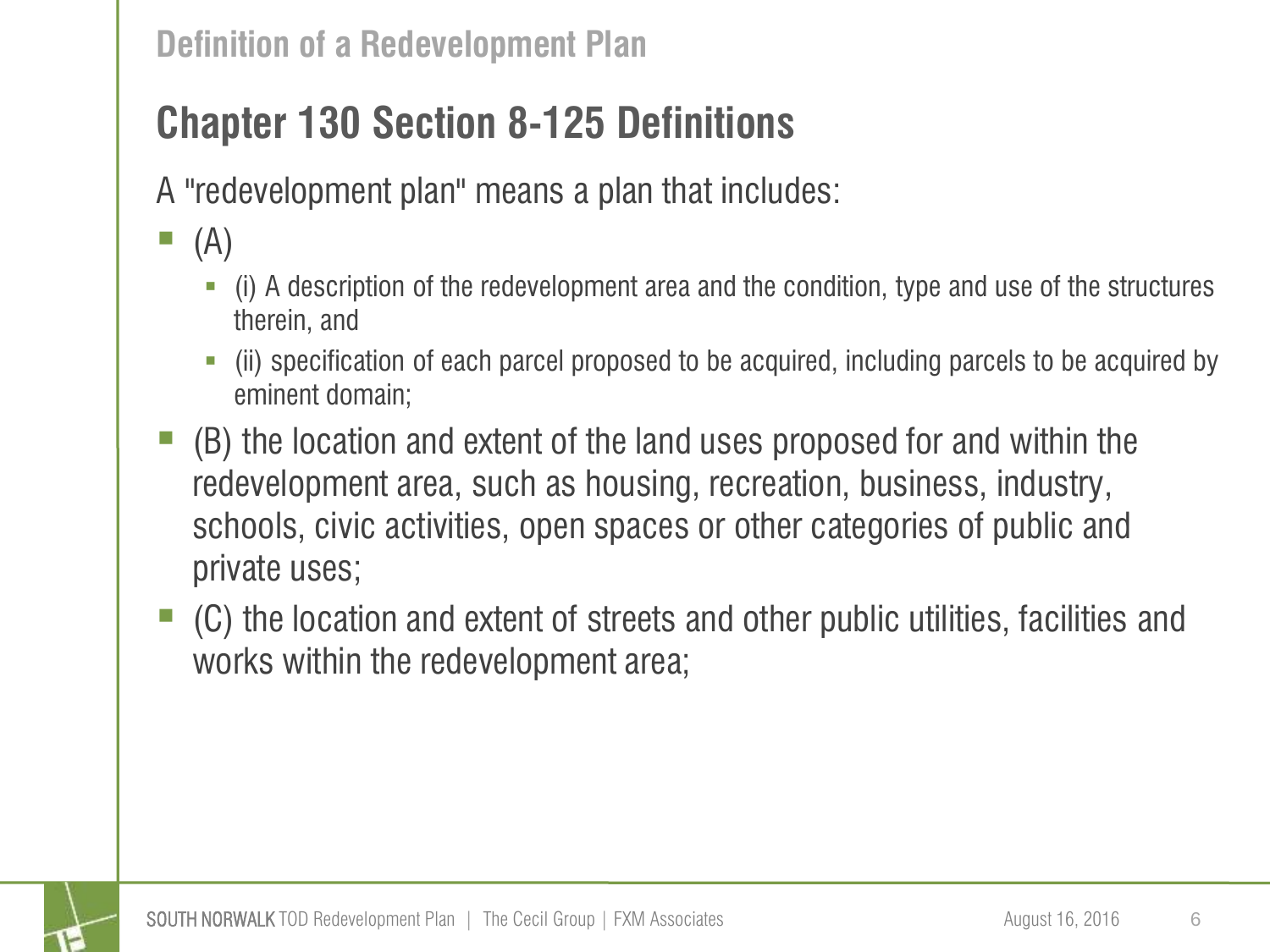Definition of a Redevelopment Plan

## Chapter 130 Section 8-125 Definitions

A "redevelopment plan" means a plan that includes:

- (A)
  - (i) A description of the redevelopment area and the condition, type and use of the structures therein, and
  - (ii) specification of each parcel proposed to be acquired, including parcels to be acquired by eminent domain;
- (B) the location and extent of the land uses proposed for and within the redevelopment area, such as housing, recreation, business, industry, schools, civic activities, open spaces or other categories of public and private uses;
- (C) the location and extent of streets and other public utilities, facilities and works within the redevelopment area;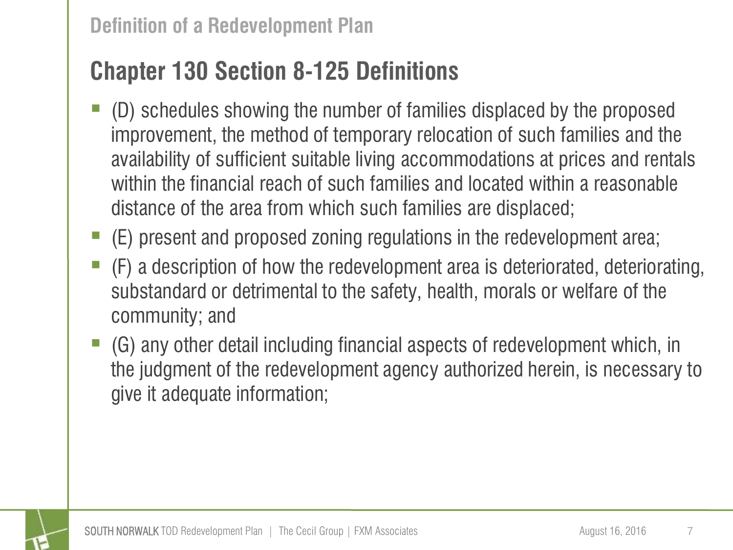## Definition of a Redevelopment Plan

# Chapter 130 Section 8-125 Definitions

- (D) schedules showing the number of families displaced by the proposed improvement, the method of temporary relocation of such families and the availability of sufficient suitable living accommodations at prices and rentals within the financial reach of such families and located within a reasonable distance of the area from which such families are displaced;
- (E) present and proposed zoning regulations in the redevelopment area;
- (F) a description of how the redevelopment area is deteriorated, deteriorating, substandard or detrimental to the safety, health, morals or welfare of the community; and
- (G) any other detail including financial aspects of redevelopment which, in the judgment of the redevelopment agency authorized herein, is necessary to give it adequate information;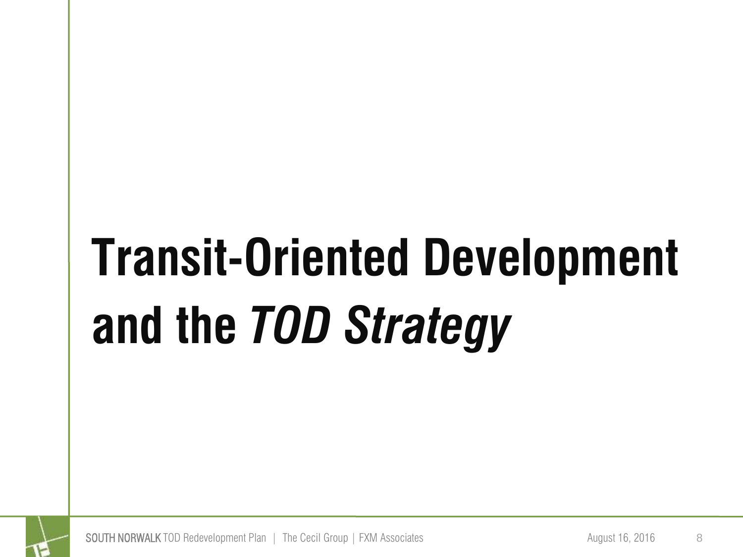# Transit-Oriented Development and the *TOD Strategy*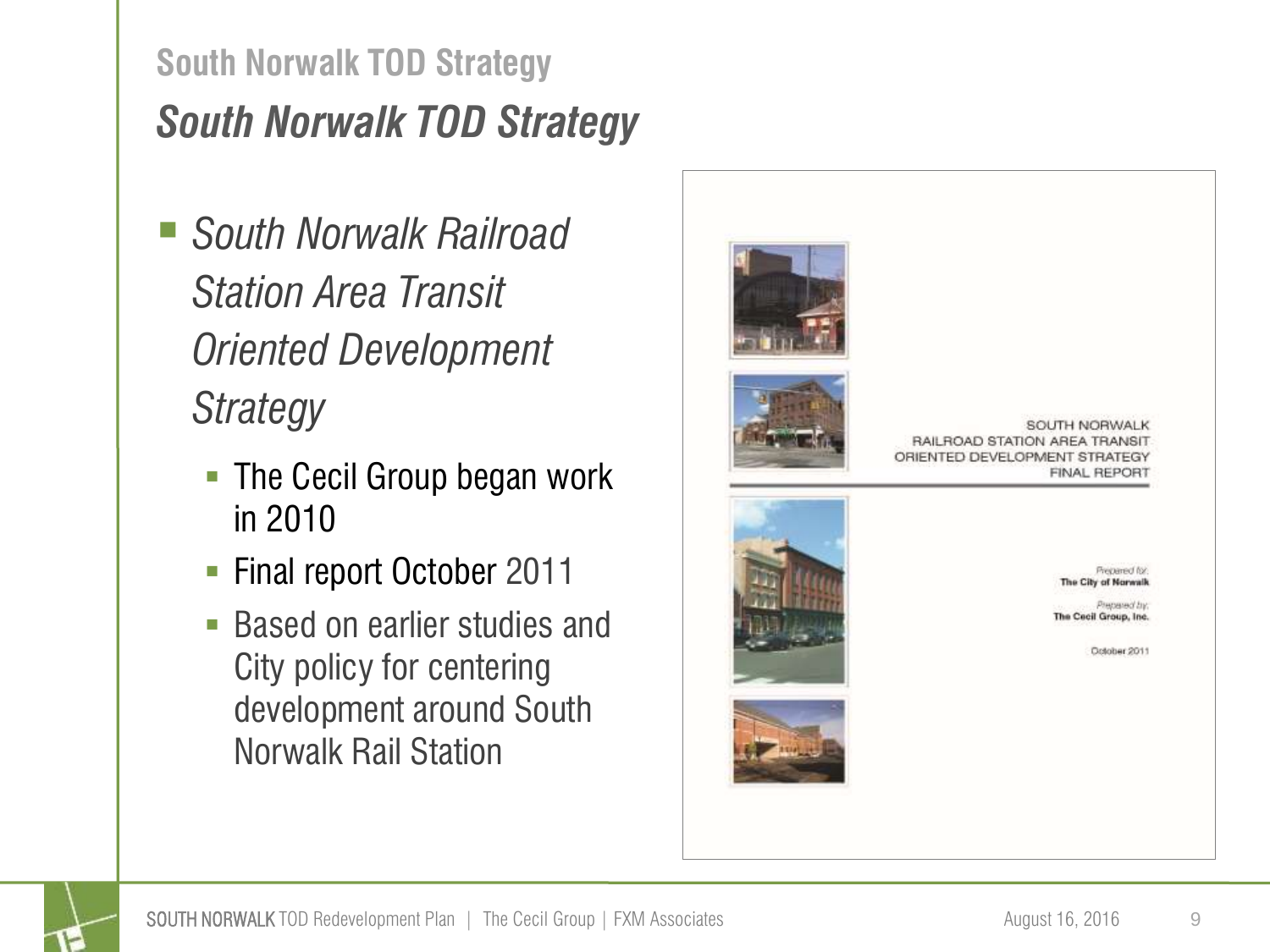## South Norwalk TOD Strategy

### *South Norwalk TOD Strategy*

- *South Norwalk Railroad Station Area Transit Oriented Development Strategy*
  - The Cecil Group began work in 2010
  - Final report October 2011
  - Based on earlier studies and City policy for centering development around South Norwalk Rail Station

SOUTH NORWALK
RAILROAD STATION AREA TRANSIT
ORIENTED DEVELOPMENT STRATEGY
FINAL REPORT

*Prepared for:*
**The City of Norwalk**

*Prepared by:*
**The Cecil Group, Inc.**

October 2011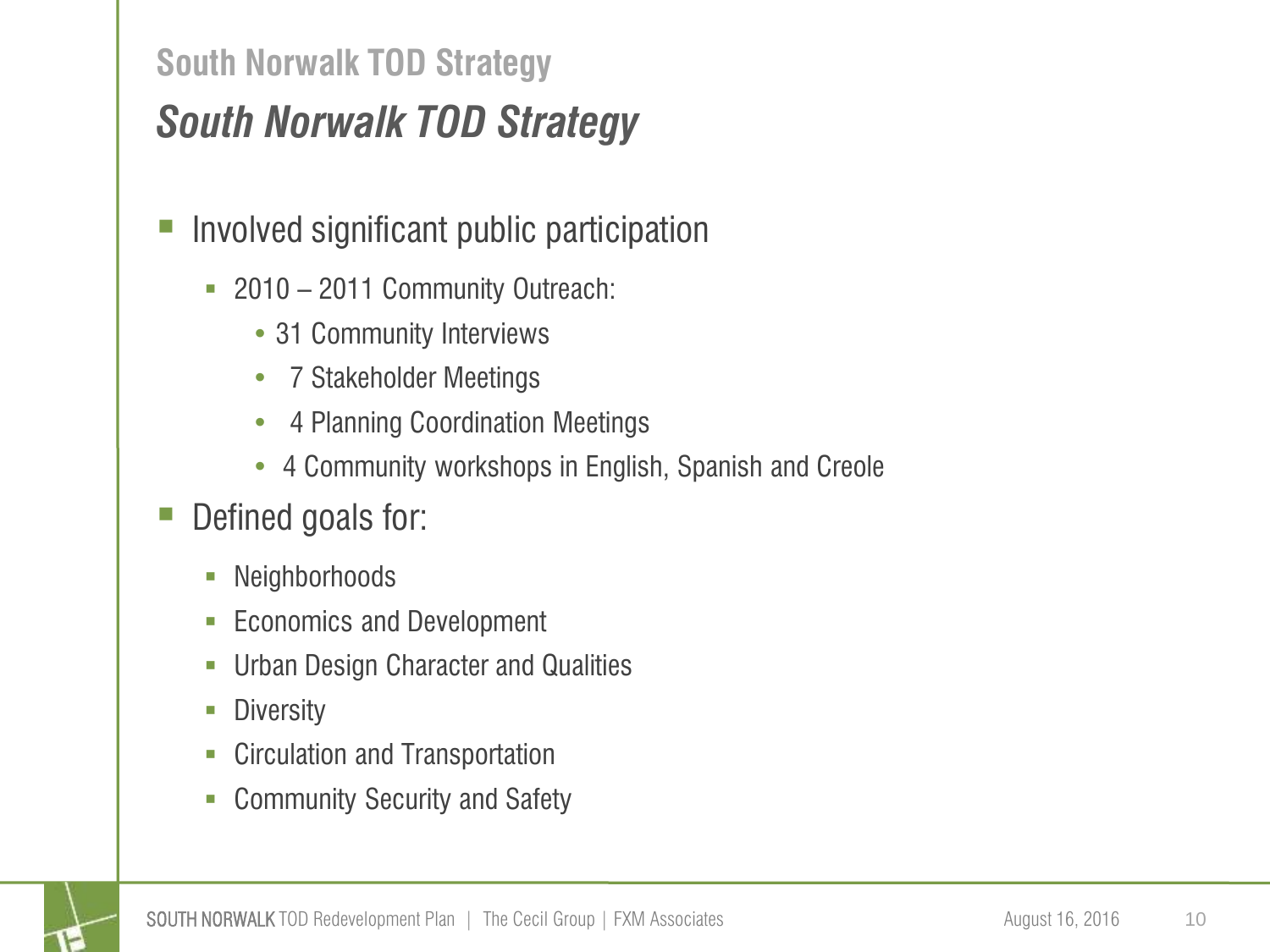## South Norwalk TOD Strategy

### *South Norwalk TOD Strategy*

- Involved significant public participation
  - 2010 – 2011 Community Outreach:
    - 31 Community Interviews
    - 7 Stakeholder Meetings
    - 4 Planning Coordination Meetings
    - 4 Community workshops in English, Spanish and Creole
- Defined goals for:
  - Neighborhoods
  - Economics and Development
  - Urban Design Character and Qualities
  - Diversity
  - Circulation and Transportation
  - Community Security and Safety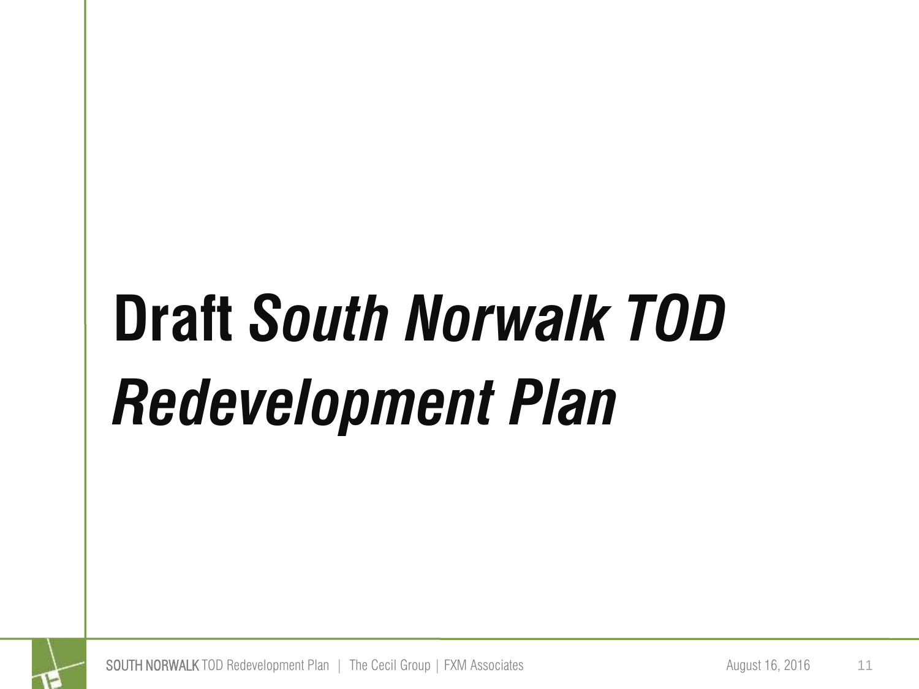# Draft *South Norwalk TOD Redevelopment Plan*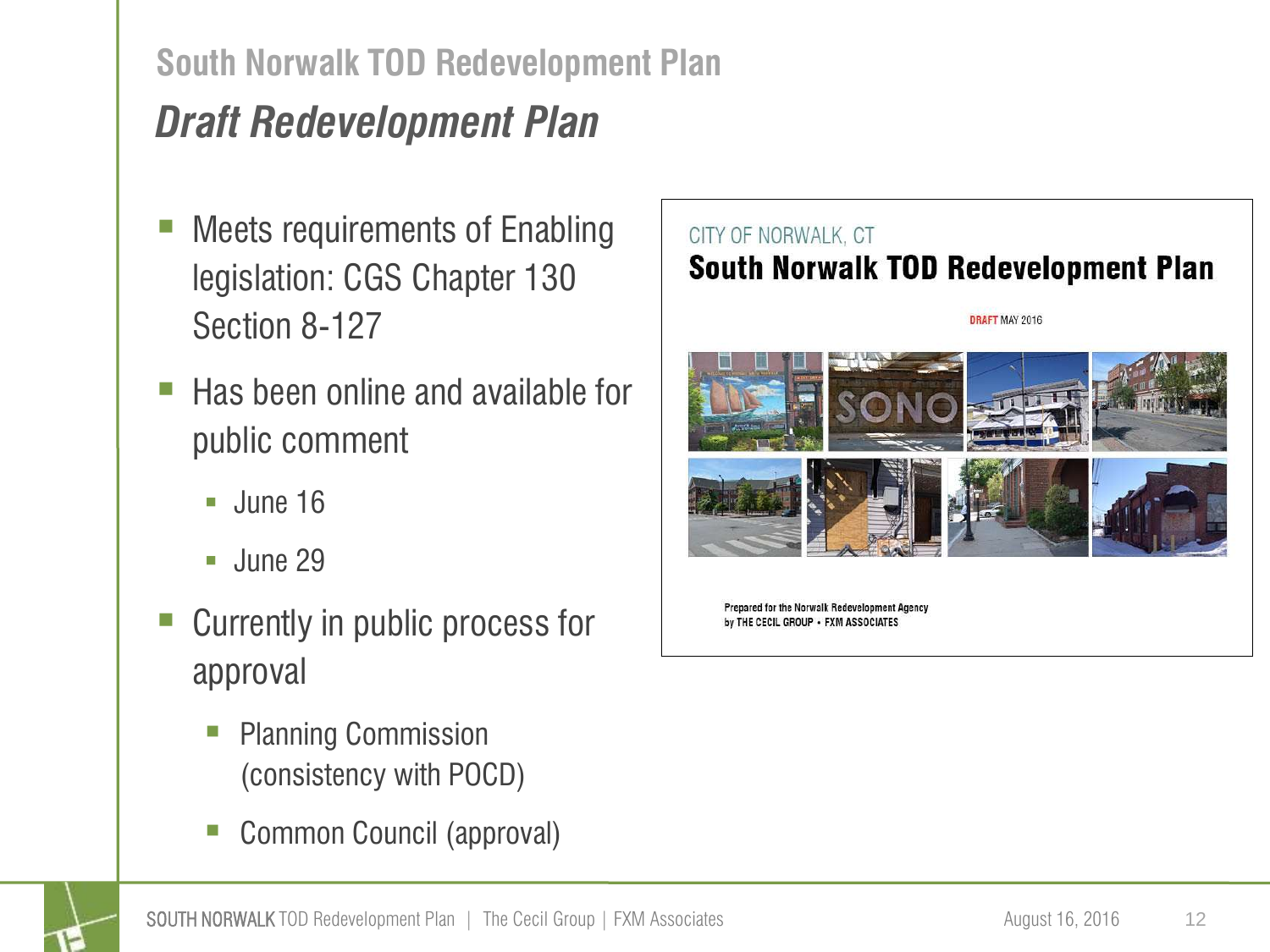## South Norwalk TOD Redevelopment Plan

### *Draft Redevelopment Plan*

- Meets requirements of Enabling legislation: CGS Chapter 130 Section 8-127
- Has been online and available for public comment
  - June 16
  - June 29
- Currently in public process for approval
  - Planning Commission (consistency with POCD)
  - Common Council (approval)

CITY OF NORWALK, CT

**South Norwalk TOD Redevelopment Plan**

DRAFT MAY 2016

Prepared for the Norwalk Redevelopment Agency
by THE CECIL GROUP • FXM ASSOCIATES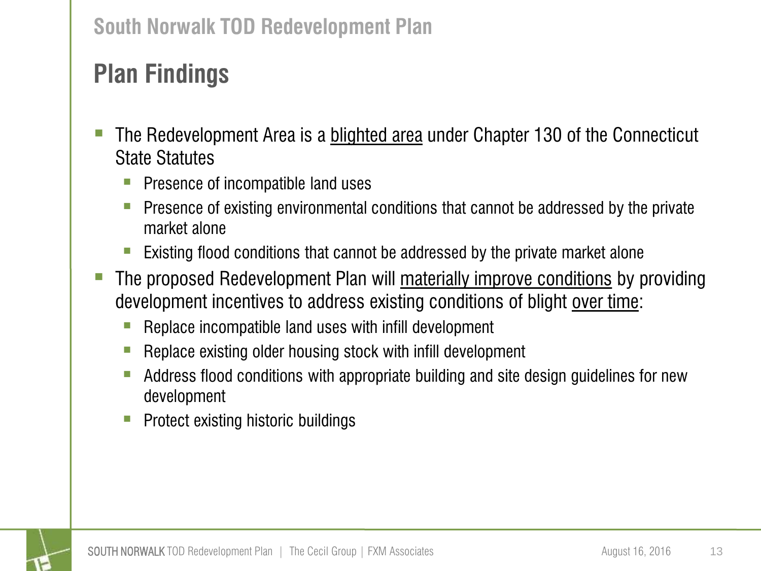## Plan Findings

- The Redevelopment Area is a <u>blighted area</u> under Chapter 130 of the Connecticut State Statutes
  - Presence of incompatible land uses
  - Presence of existing environmental conditions that cannot be addressed by the private market alone
  - Existing flood conditions that cannot be addressed by the private market alone
- The proposed Redevelopment Plan will <u>materially improve conditions</u> by providing development incentives to address existing conditions of blight <u>over time</u>:
  - Replace incompatible land uses with infill development
  - Replace existing older housing stock with infill development
  - Address flood conditions with appropriate building and site design guidelines for new development
  - Protect existing historic buildings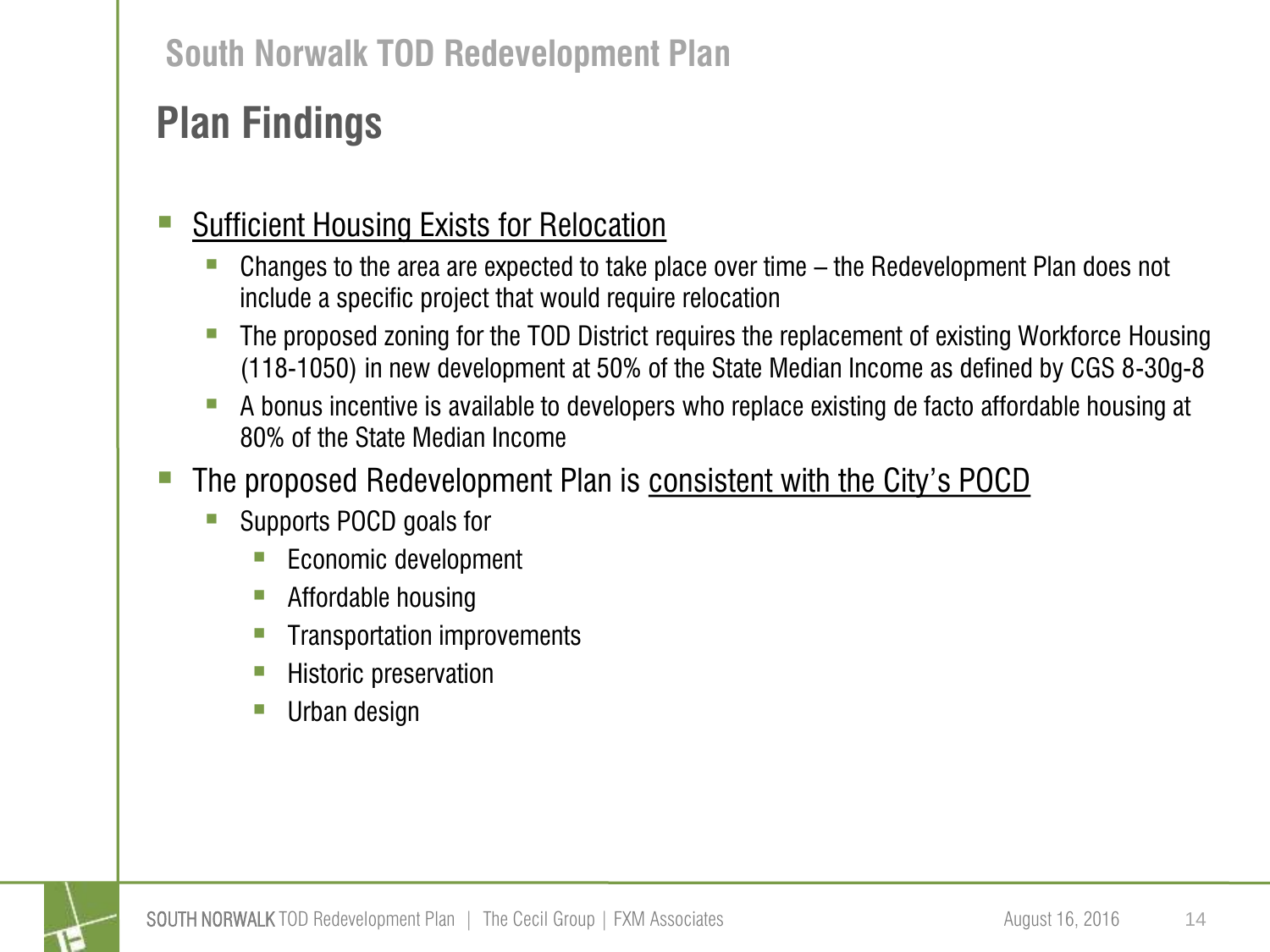## Plan Findings

- <u>Sufficient Housing Exists for Relocation</u>
  - Changes to the area are expected to take place over time – the Redevelopment Plan does not include a specific project that would require relocation
  - The proposed zoning for the TOD District requires the replacement of existing Workforce Housing (118-1050) in new development at 50% of the State Median Income as defined by CGS 8-30g-8
  - A bonus incentive is available to developers who replace existing de facto affordable housing at 80% of the State Median Income
- The proposed Redevelopment Plan is <u>consistent with the City's POCD</u>
  - Supports POCD goals for
    - Economic development
    - Affordable housing
    - Transportation improvements
    - Historic preservation
    - Urban design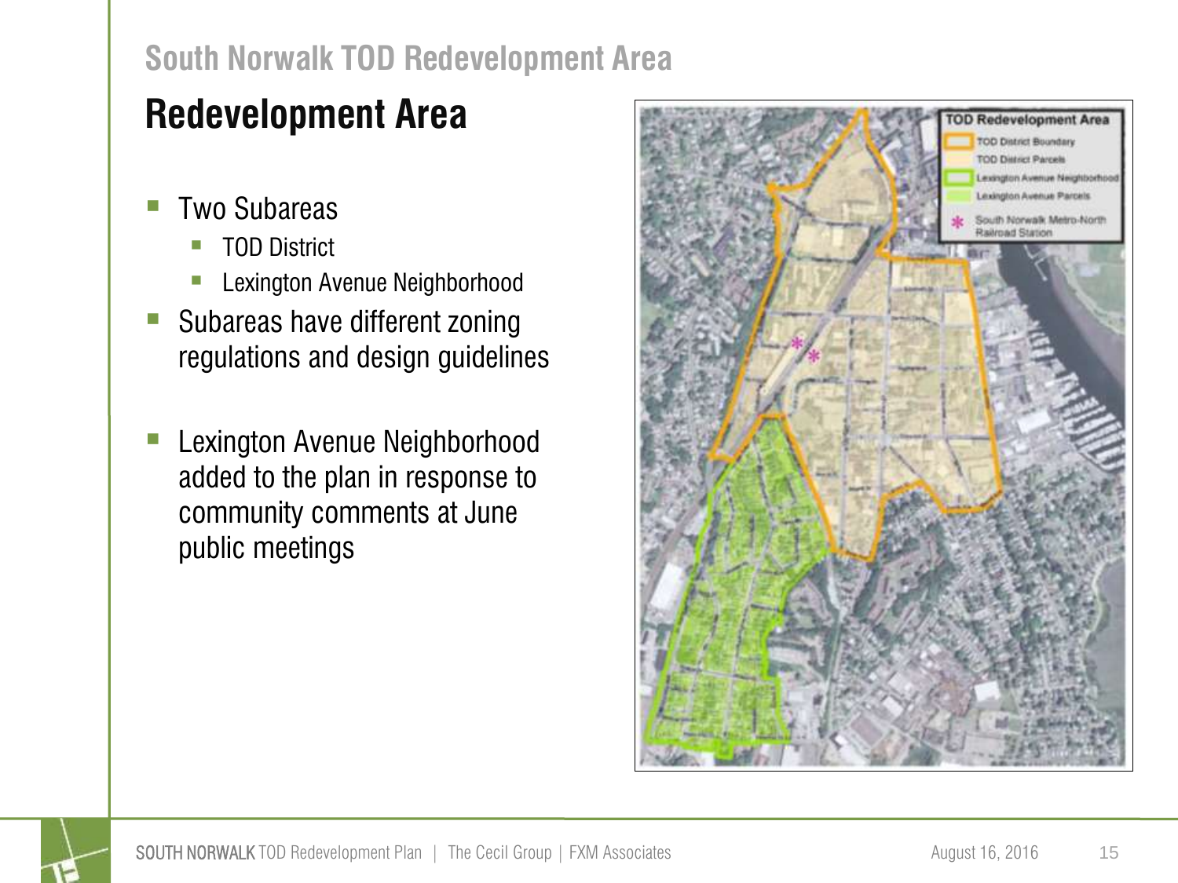## Redevelopment Area

- Two Subareas
  - TOD District
  - Lexington Avenue Neighborhood
- Subareas have different zoning regulations and design guidelines
- Lexington Avenue Neighborhood added to the plan in response to community comments at June public meetings

**TOD Redevelopment Area**

- TOD District Boundary
- TOD District Parcels
- Lexington Avenue Neighborhood
- Lexington Avenue Parcels
- * South Norwalk Metro-North Railroad Station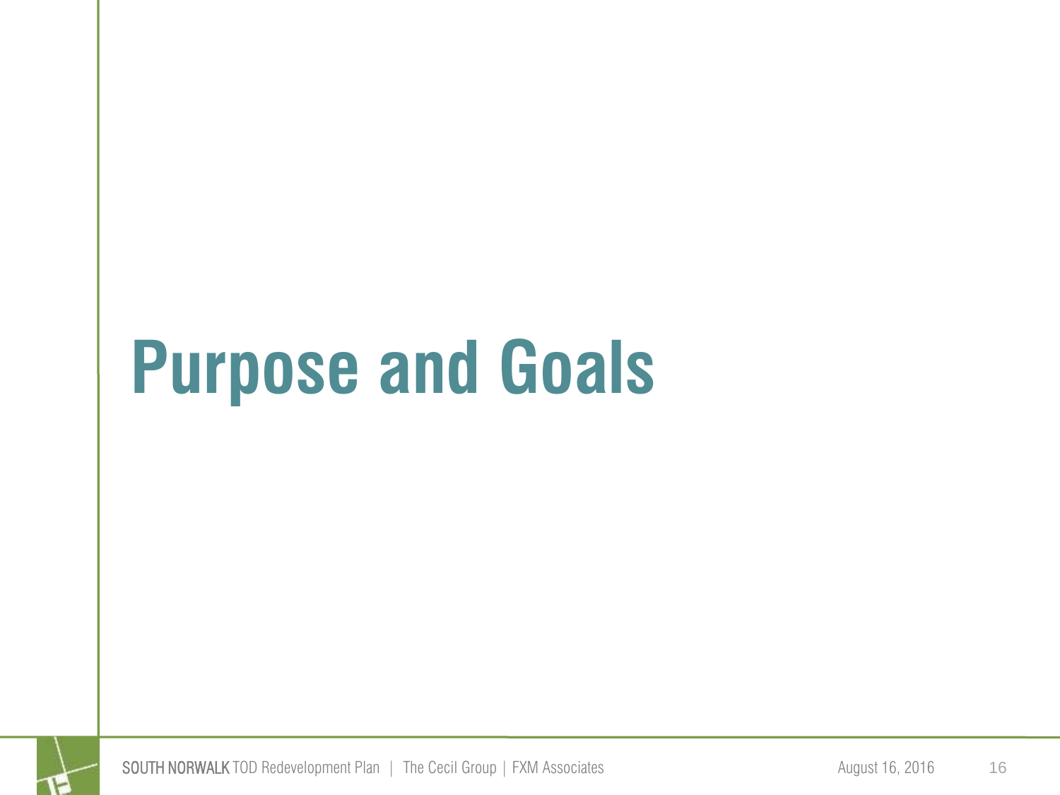# Purpose and Goals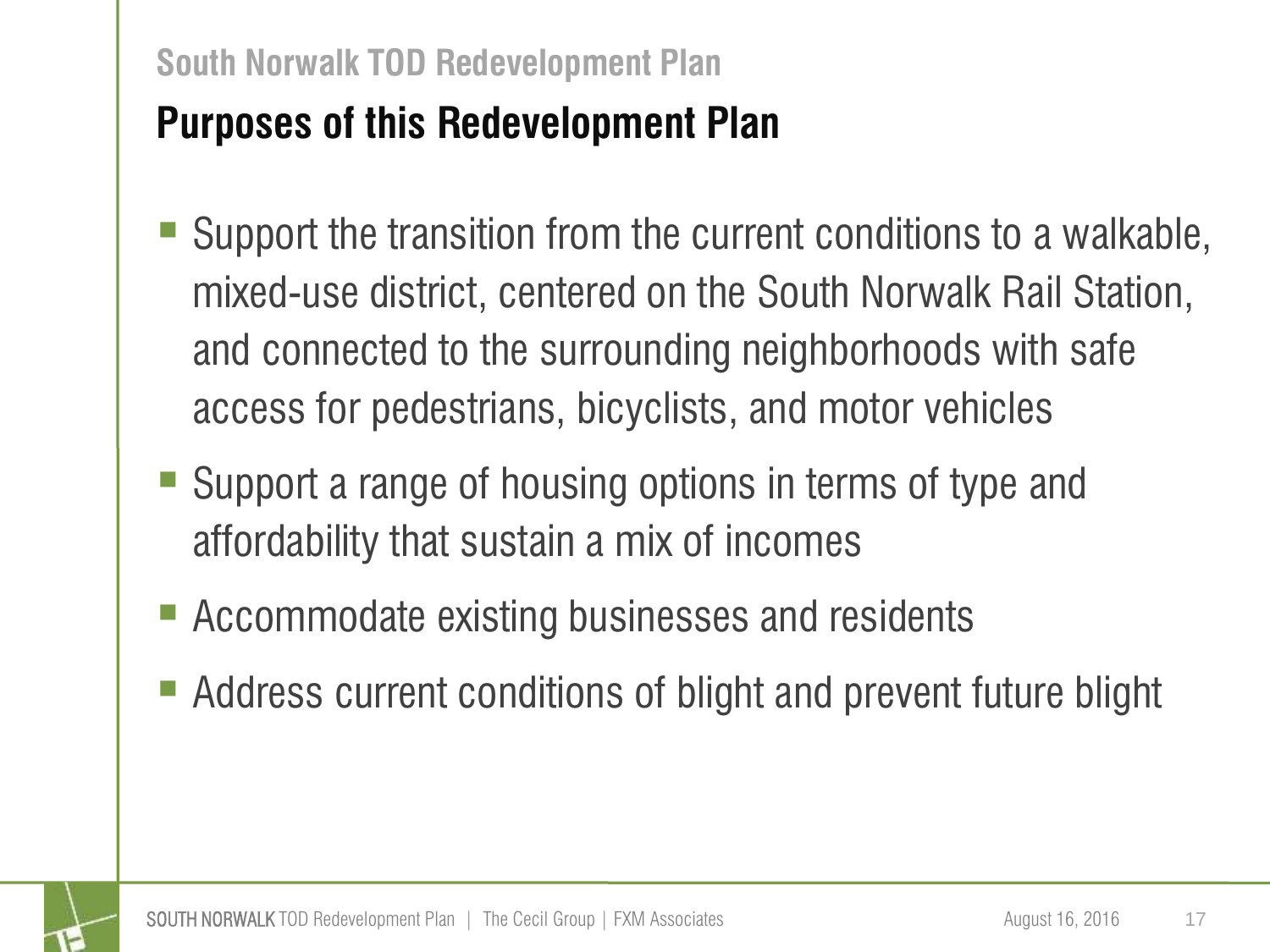## Purposes of this Redevelopment Plan

- Support the transition from the current conditions to a walkable, mixed-use district, centered on the South Norwalk Rail Station, and connected to the surrounding neighborhoods with safe access for pedestrians, bicyclists, and motor vehicles
- Support a range of housing options in terms of type and affordability that sustain a mix of incomes
- Accommodate existing businesses and residents
- Address current conditions of blight and prevent future blight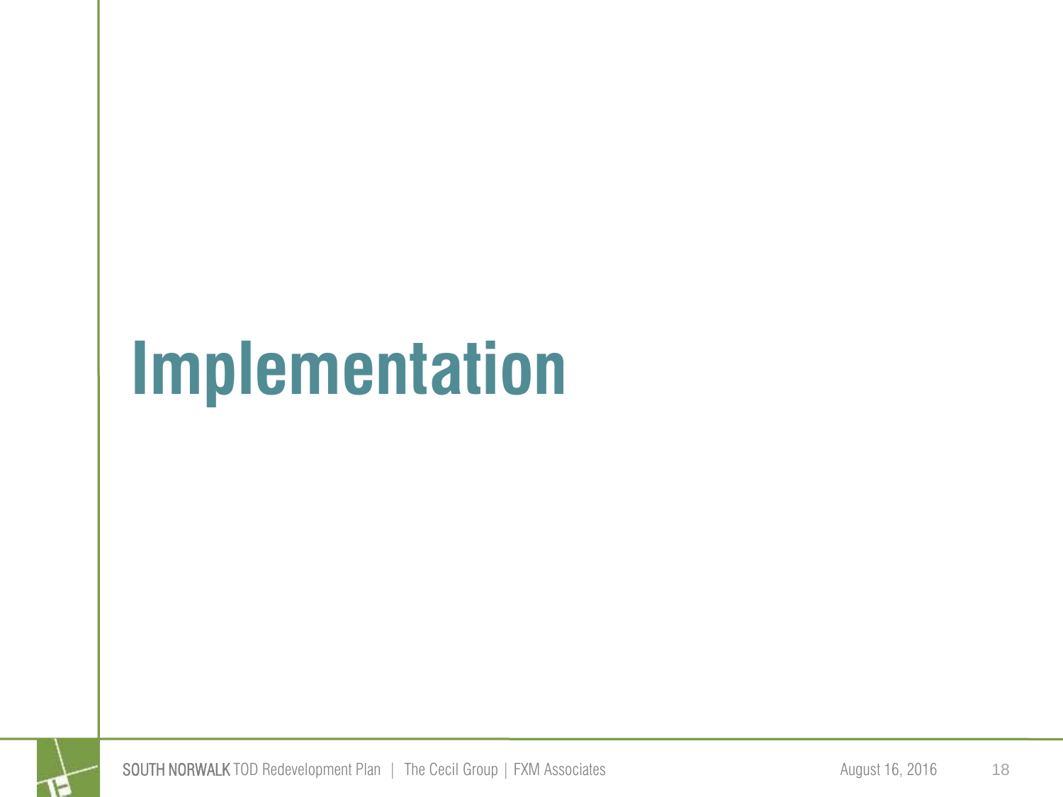# Implementation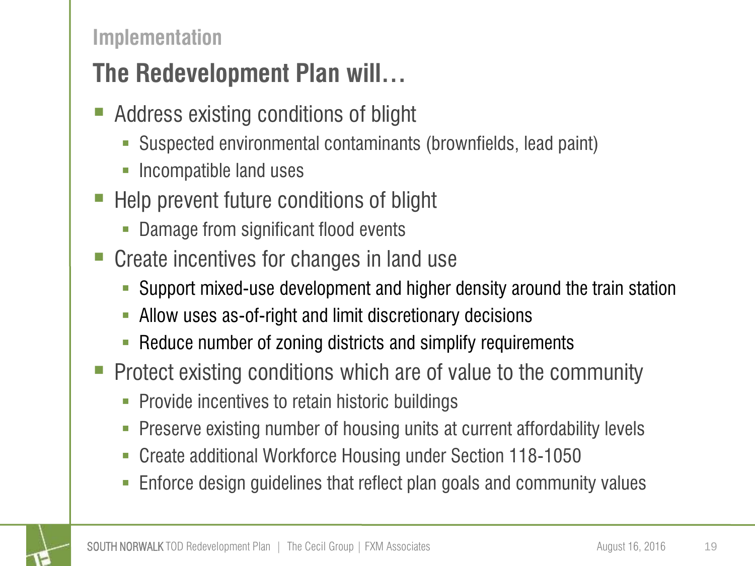## Implementation

# The Redevelopment Plan will…

- Address existing conditions of blight
  - Suspected environmental contaminants (brownfields, lead paint)
  - Incompatible land uses
- Help prevent future conditions of blight
  - Damage from significant flood events
- Create incentives for changes in land use
  - Support mixed-use development and higher density around the train station
  - Allow uses as-of-right and limit discretionary decisions
  - Reduce number of zoning districts and simplify requirements
- Protect existing conditions which are of value to the community
  - Provide incentives to retain historic buildings
  - Preserve existing number of housing units at current affordability levels
  - Create additional Workforce Housing under Section 118-1050
  - Enforce design guidelines that reflect plan goals and community values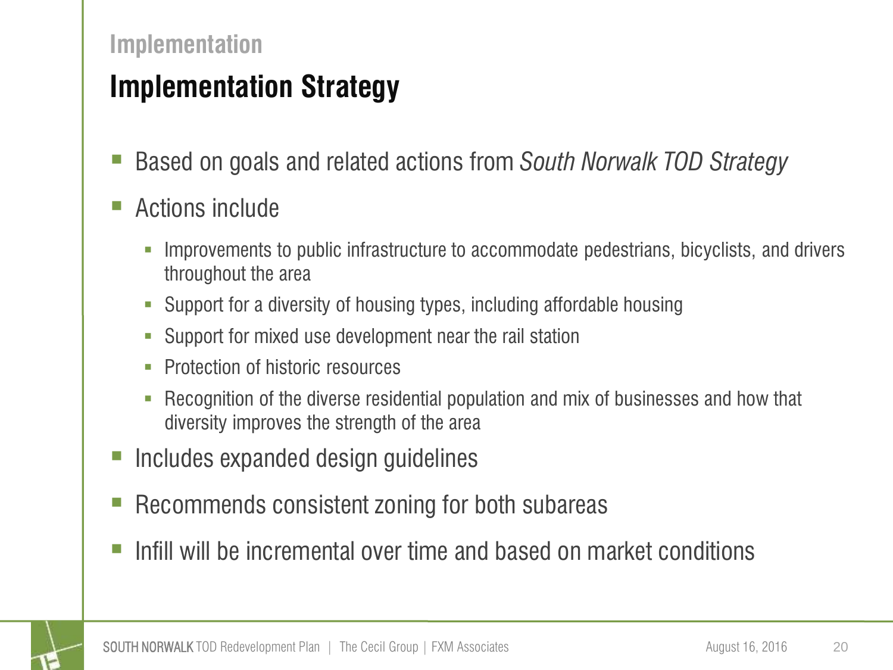## Implementation

# Implementation Strategy

- Based on goals and related actions from *South Norwalk TOD Strategy*
- Actions include
  - Improvements to public infrastructure to accommodate pedestrians, bicyclists, and drivers throughout the area
  - Support for a diversity of housing types, including affordable housing
  - Support for mixed use development near the rail station
  - Protection of historic resources
  - Recognition of the diverse residential population and mix of businesses and how that diversity improves the strength of the area
- Includes expanded design guidelines
- Recommends consistent zoning for both subareas
- Infill will be incremental over time and based on market conditions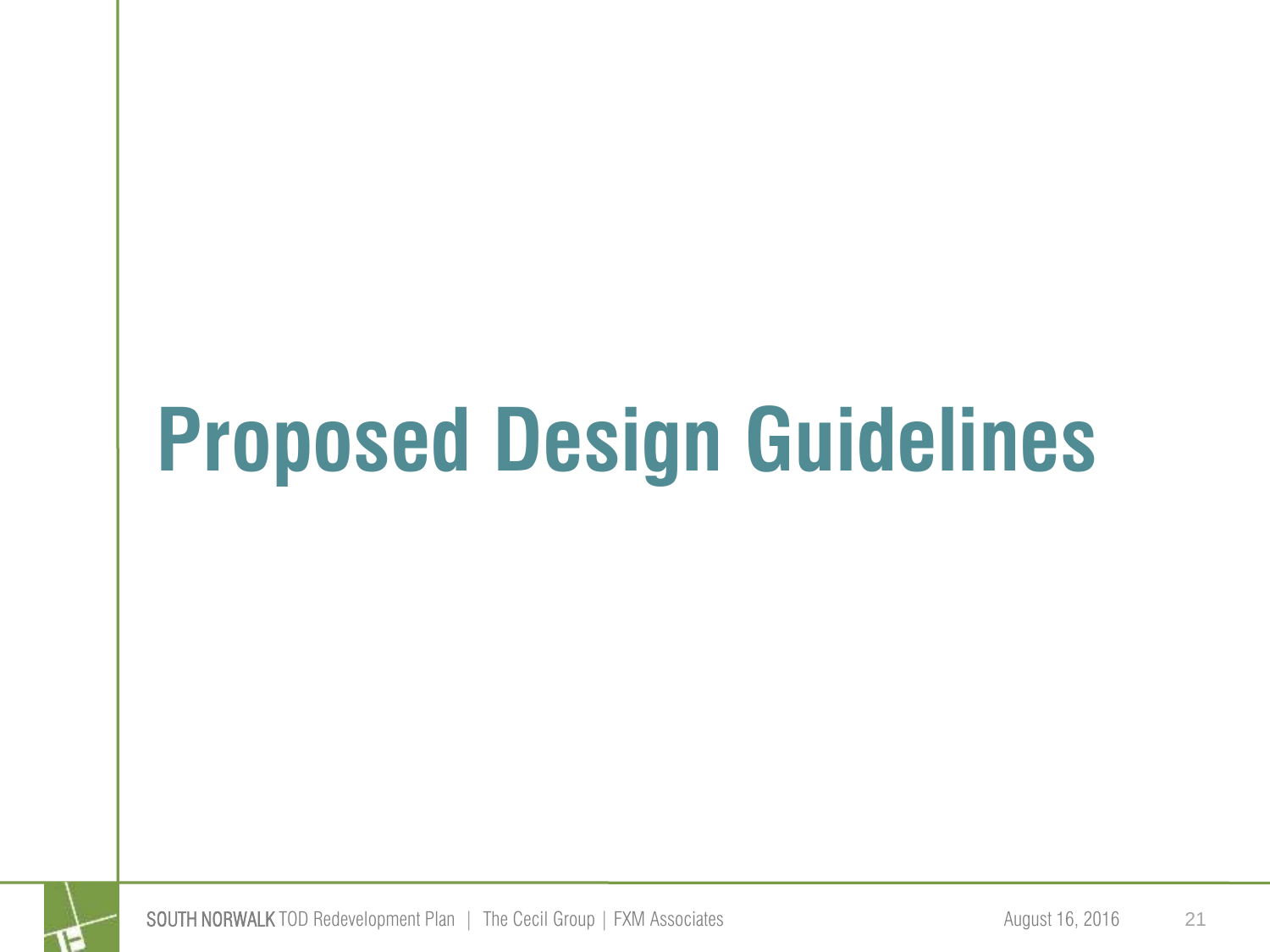# Proposed Design Guidelines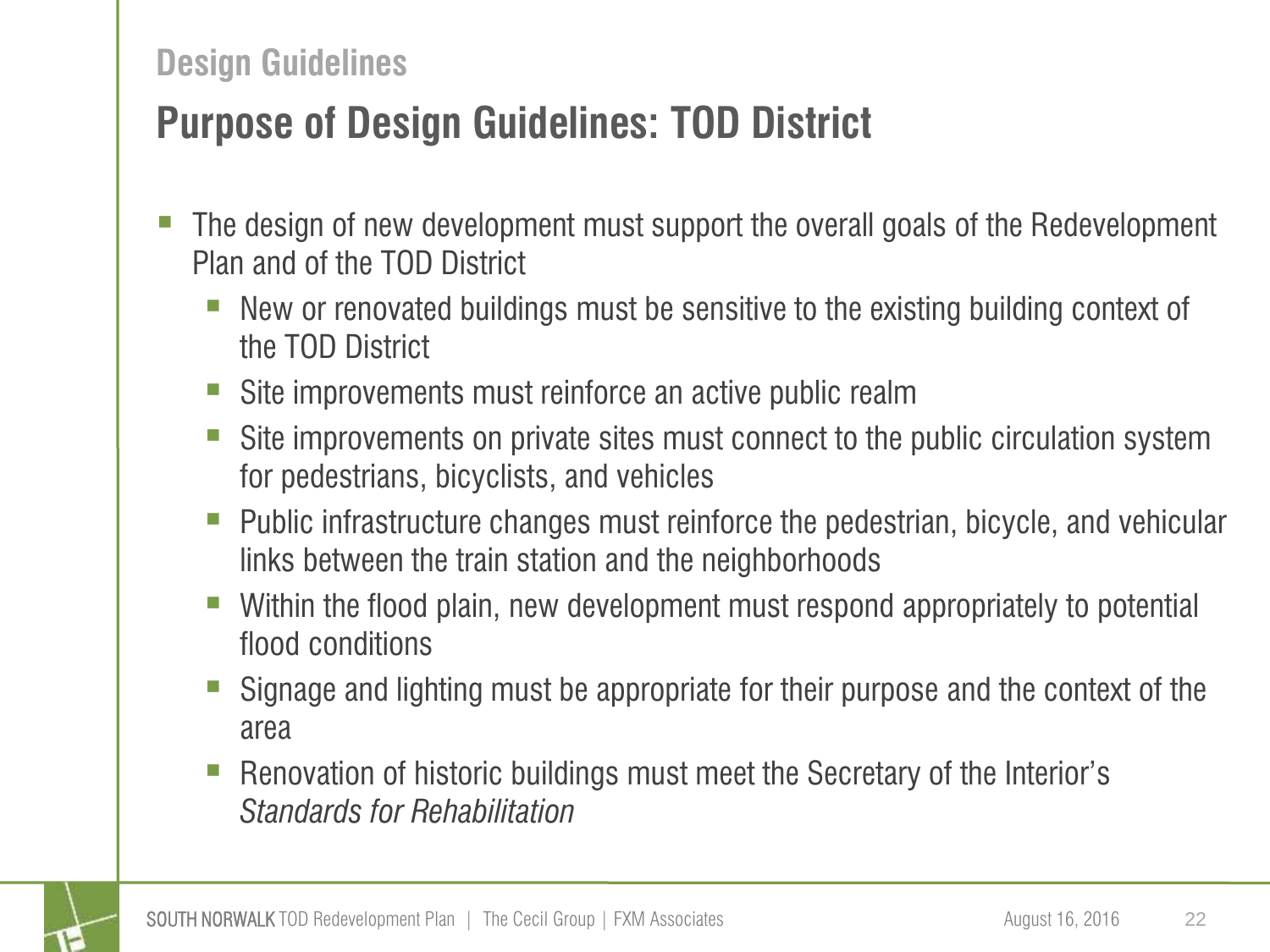## Design Guidelines

# Purpose of Design Guidelines: TOD District

- The design of new development must support the overall goals of the Redevelopment Plan and of the TOD District
  - New or renovated buildings must be sensitive to the existing building context of the TOD District
  - Site improvements must reinforce an active public realm
  - Site improvements on private sites must connect to the public circulation system for pedestrians, bicyclists, and vehicles
  - Public infrastructure changes must reinforce the pedestrian, bicycle, and vehicular links between the train station and the neighborhoods
  - Within the flood plain, new development must respond appropriately to potential flood conditions
  - Signage and lighting must be appropriate for their purpose and the context of the area
  - Renovation of historic buildings must meet the Secretary of the Interior's *Standards for Rehabilitation*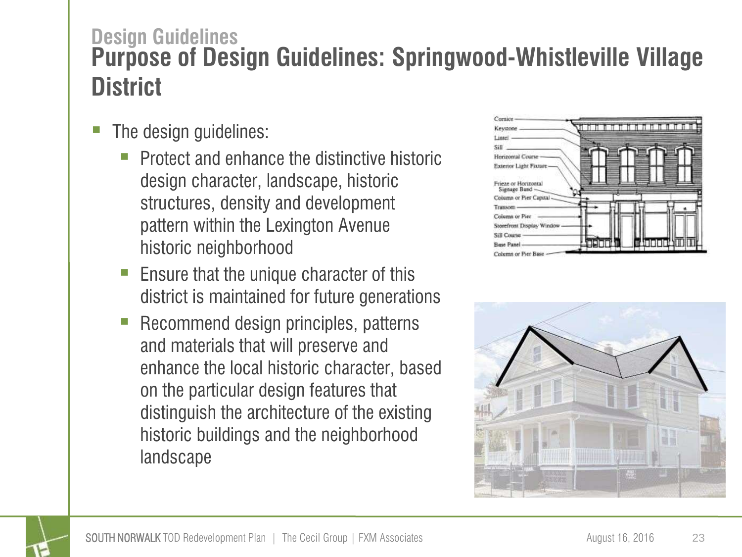## Design Guidelines

# Purpose of Design Guidelines: Springwood-Whistleville Village District

- The design guidelines:
  - Protect and enhance the distinctive historic design character, landscape, historic structures, density and development pattern within the Lexington Avenue historic neighborhood
  - Ensure that the unique character of this district is maintained for future generations
  - Recommend design principles, patterns and materials that will preserve and enhance the local historic character, based on the particular design features that distinguish the architecture of the existing historic buildings and the neighborhood landscape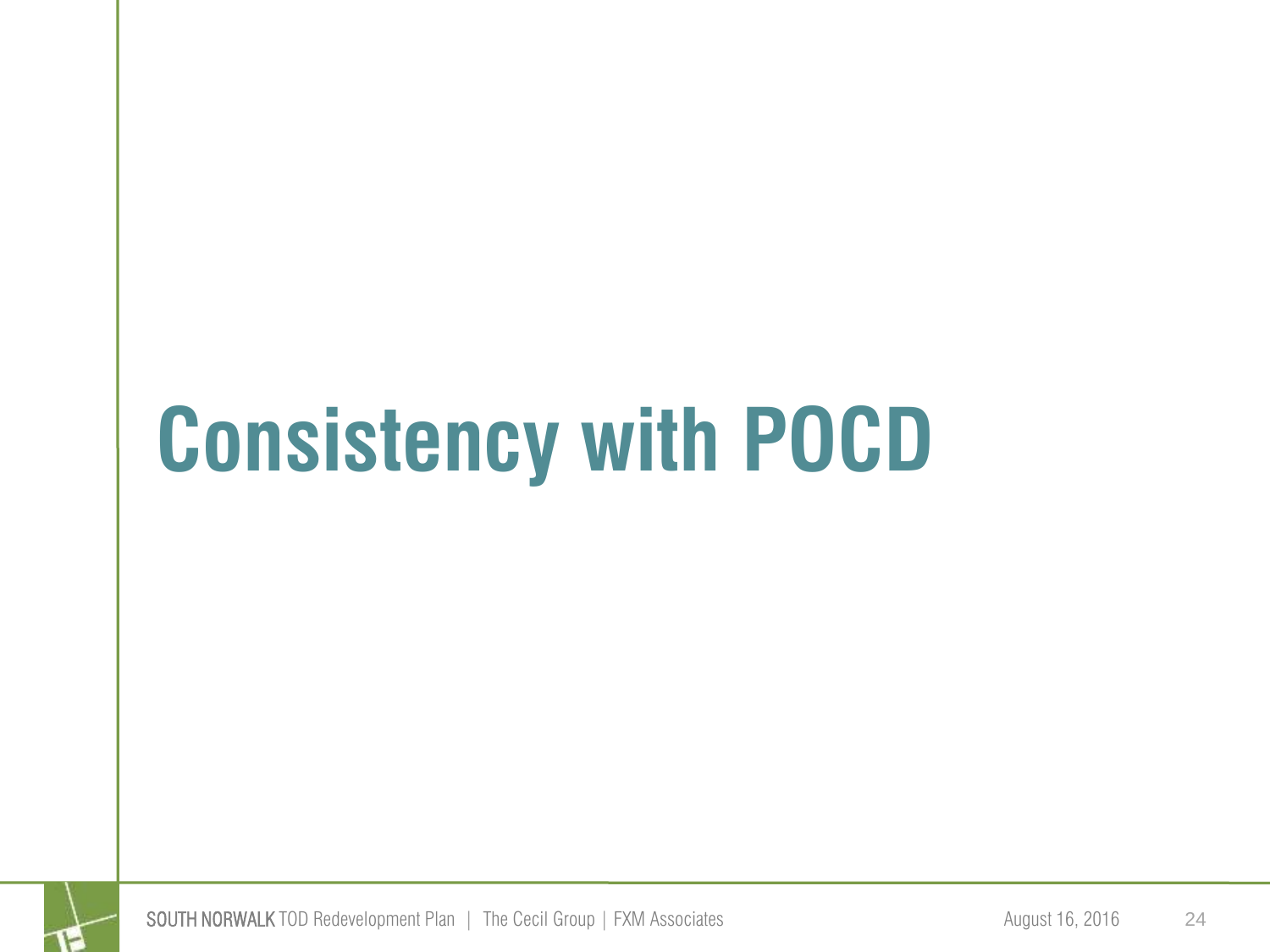# Consistency with POCD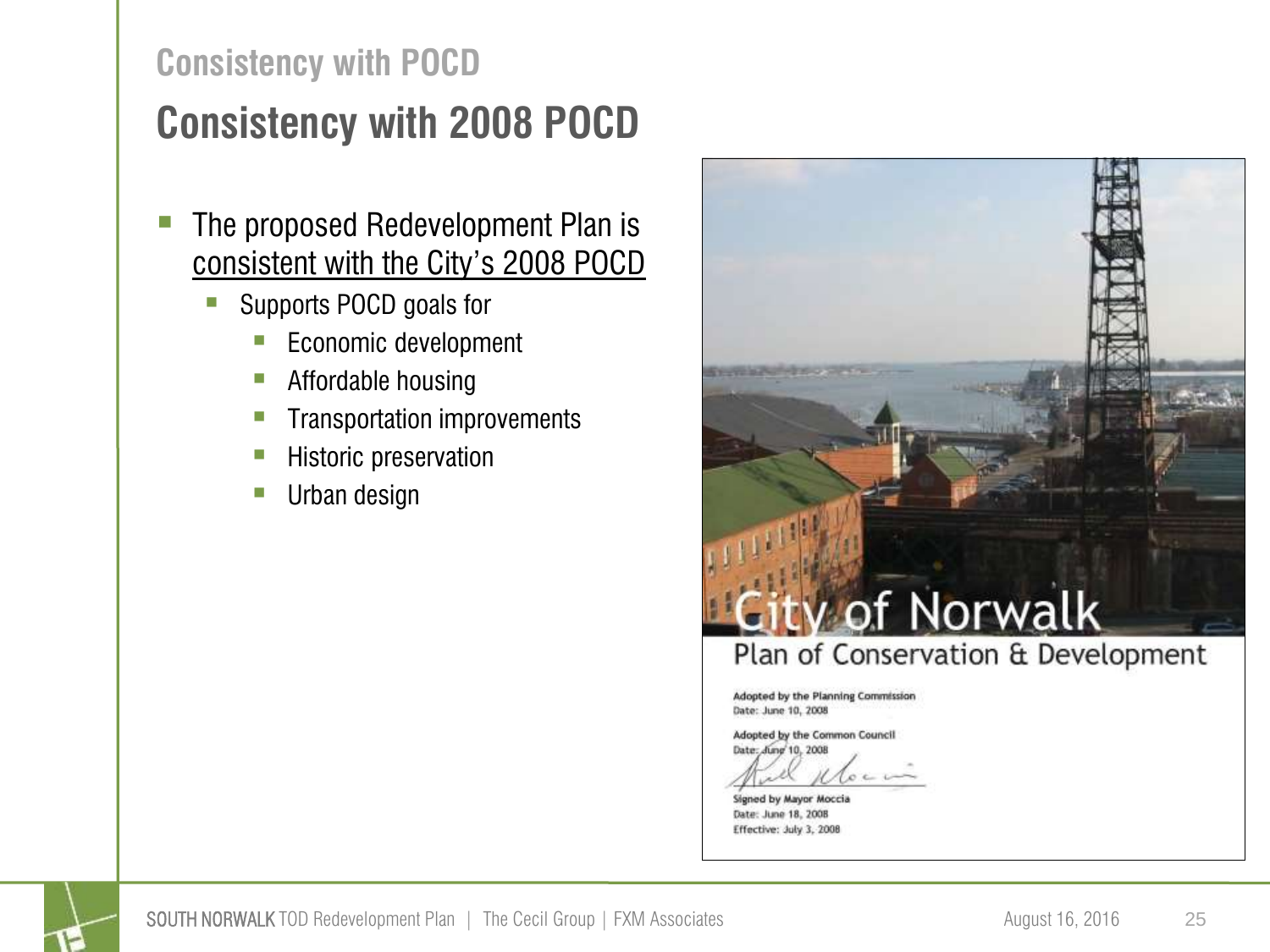## Consistency with POCD

# Consistency with 2008 POCD

- The proposed Redevelopment Plan is consistent with the City's 2008 POCD
  - Supports POCD goals for
    - Economic development
    - Affordable housing
    - Transportation improvements
    - Historic preservation
    - Urban design

City of Norwalk
Plan of Conservation & Development

Adopted by the Planning Commission
Date: June 10, 2008

Adopted by the Common Council
Date: June 10, 2008

Signed by Mayor Moccia
Date: June 18, 2008
Effective: July 3, 2008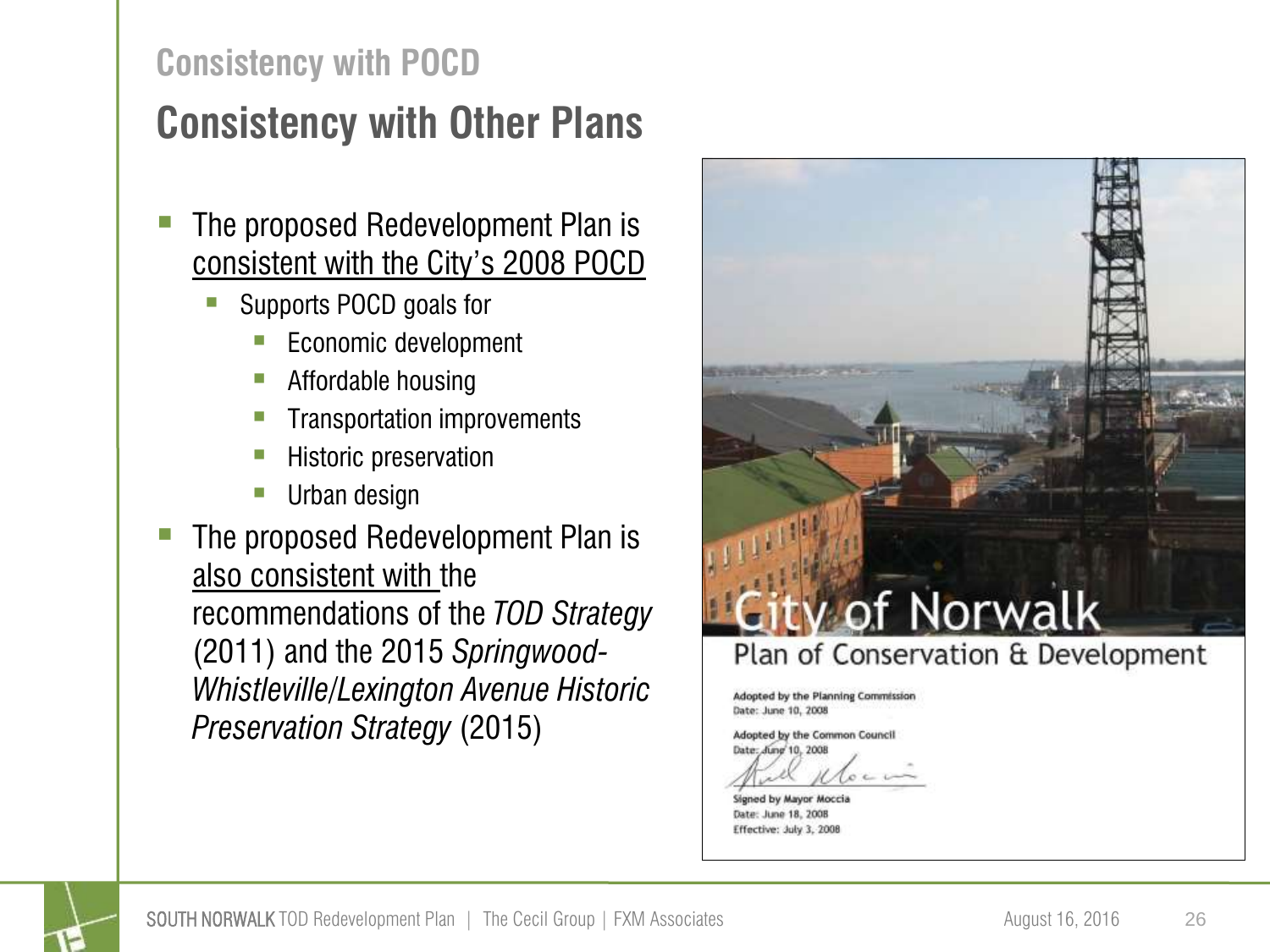## Consistency with POCD

# Consistency with Other Plans

- The proposed Redevelopment Plan is consistent with the City's 2008 POCD
  - Supports POCD goals for
    - Economic development
    - Affordable housing
    - Transportation improvements
    - Historic preservation
    - Urban design
- The proposed Redevelopment Plan is also consistent with the recommendations of the *TOD Strategy* (2011) and the 2015 *Springwood-Whistleville/Lexington Avenue Historic Preservation Strategy* (2015)

City of Norwalk
Plan of Conservation & Development

Adopted by the Planning Commission
Date: June 10, 2008

Adopted by the Common Council
Date: June 10, 2008

Signed by Mayor Moccia
Date: June 18, 2008
Effective: July 3, 2008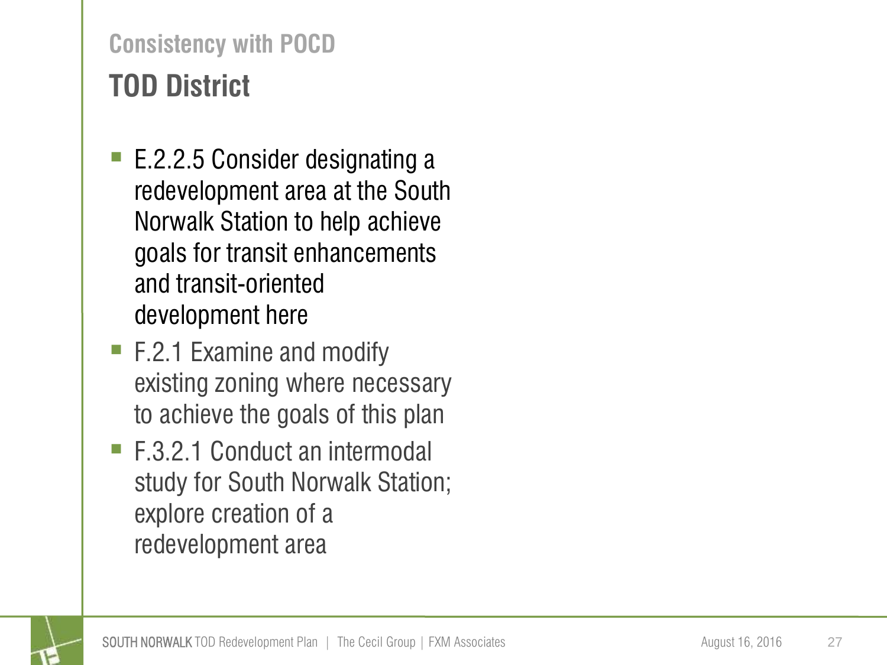## Consistency with POCD

# TOD District

- E.2.2.5 Consider designating a redevelopment area at the South Norwalk Station to help achieve goals for transit enhancements and transit-oriented development here
- F.2.1 Examine and modify existing zoning where necessary to achieve the goals of this plan
- F.3.2.1 Conduct an intermodal study for South Norwalk Station; explore creation of a redevelopment area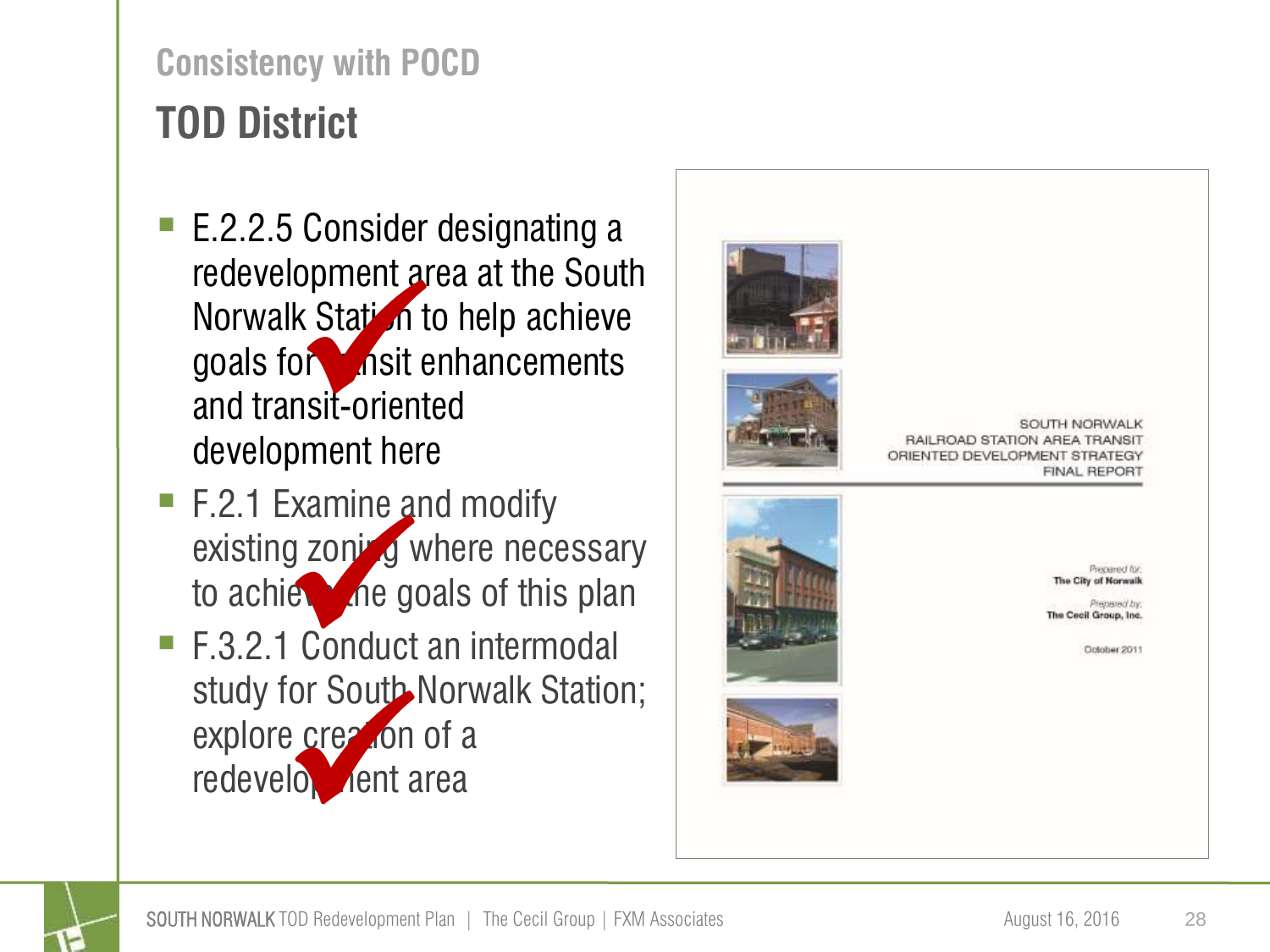## Consistency with POCD

# TOD District

- E.2.2.5 Consider designating a redevelopment area at the South Norwalk Station to help achieve goals for transit enhancements and transit-oriented development here
- F.2.1 Examine and modify existing zoning where necessary to achieve the goals of this plan
- F.3.2.1 Conduct an intermodal study for South Norwalk Station; explore creation of a redevelopment area

SOUTH NORWALK RAILROAD STATION AREA TRANSIT ORIENTED DEVELOPMENT STRATEGY FINAL REPORT

*Prepared for:*
**The City of Norwalk**

*Prepared by:*
**The Cecil Group, Inc.**

October 2011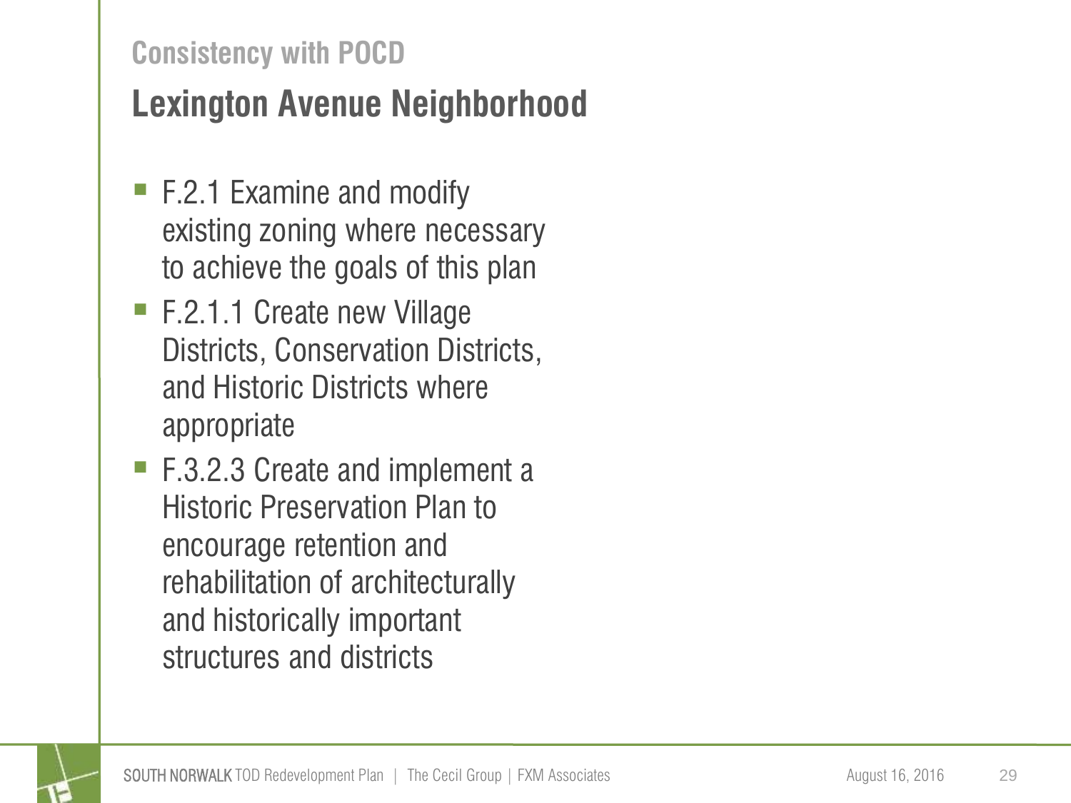## Consistency with POCD

# Lexington Avenue Neighborhood

- F.2.1 Examine and modify existing zoning where necessary to achieve the goals of this plan
- F.2.1.1 Create new Village Districts, Conservation Districts, and Historic Districts where appropriate
- F.3.2.3 Create and implement a Historic Preservation Plan to encourage retention and rehabilitation of architecturally and historically important structures and districts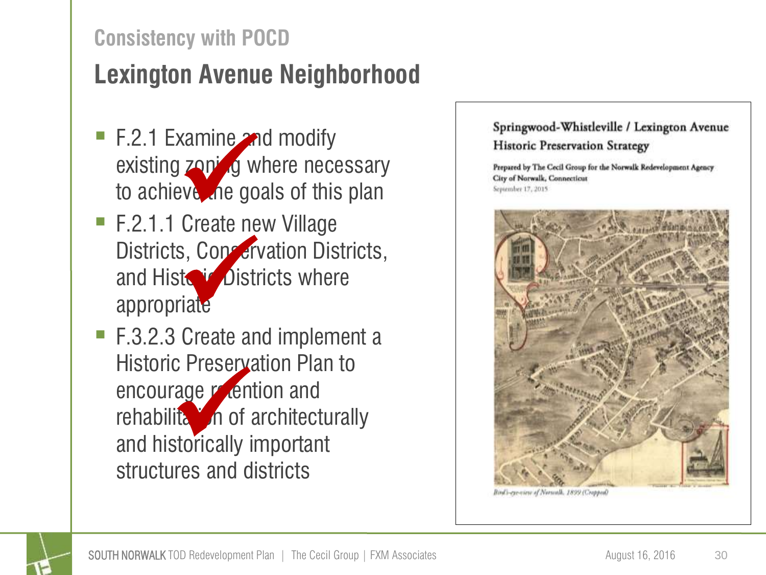## Consistency with POCD

# Lexington Avenue Neighborhood

- F.2.1 Examine and modify existing zoning where necessary to achieve the goals of this plan
- F.2.1.1 Create new Village Districts, Conservation Districts, and Historic Districts where appropriate
- F.3.2.3 Create and implement a Historic Preservation Plan to encourage retention and rehabilitation of architecturally and historically important structures and districts

Springwood-Whistleville / Lexington Avenue Historic Preservation Strategy

Prepared by The Cecil Group for the Norwalk Redevelopment Agency
City of Norwalk, Connecticut
September 17, 2015

*Bird's-eye-view of Norwalk, 1899 (Cropped)*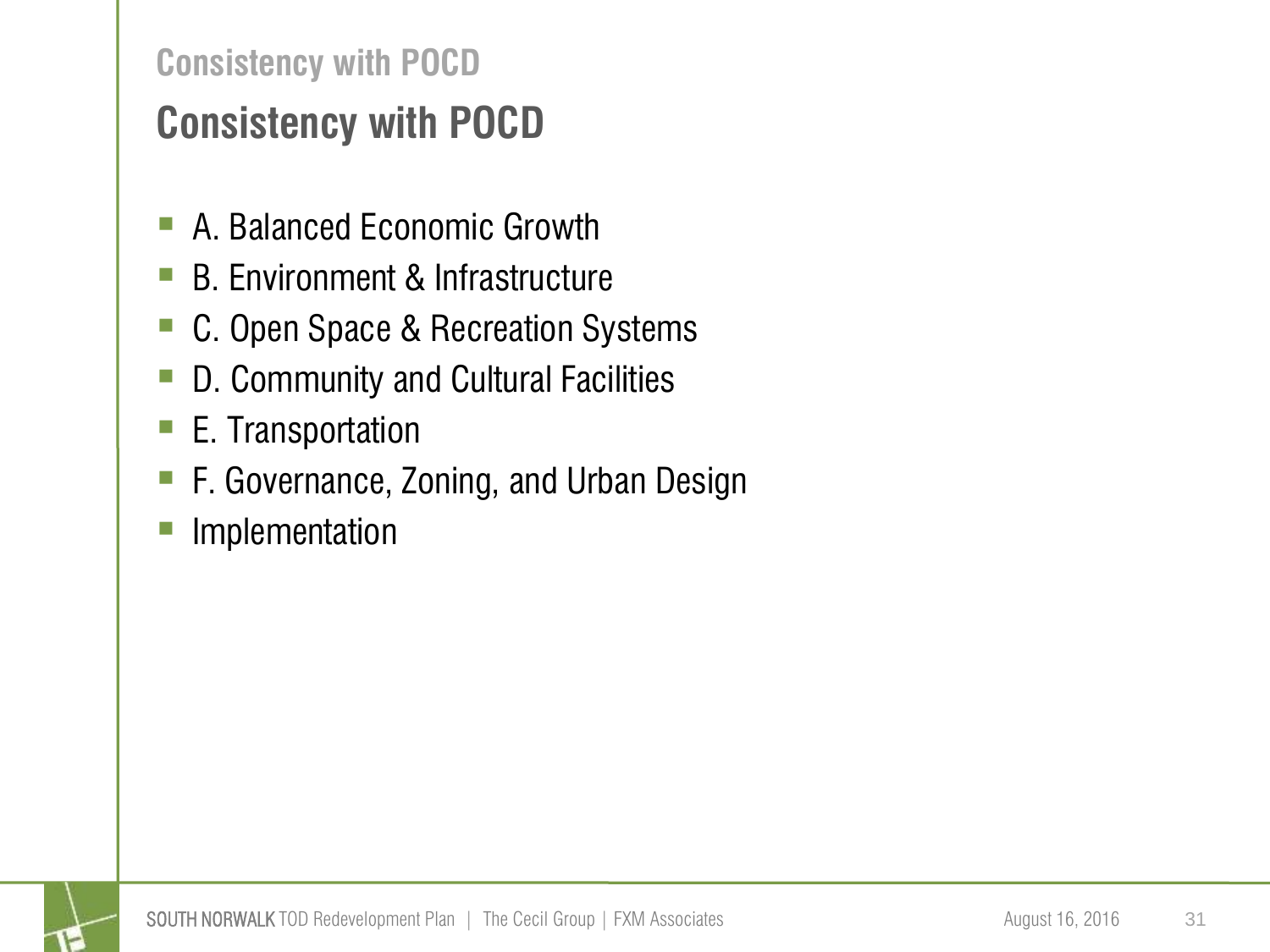## Consistency with POCD

# Consistency with POCD

- A. Balanced Economic Growth
- B. Environment & Infrastructure
- C. Open Space & Recreation Systems
- D. Community and Cultural Facilities
- E. Transportation
- F. Governance, Zoning, and Urban Design
- Implementation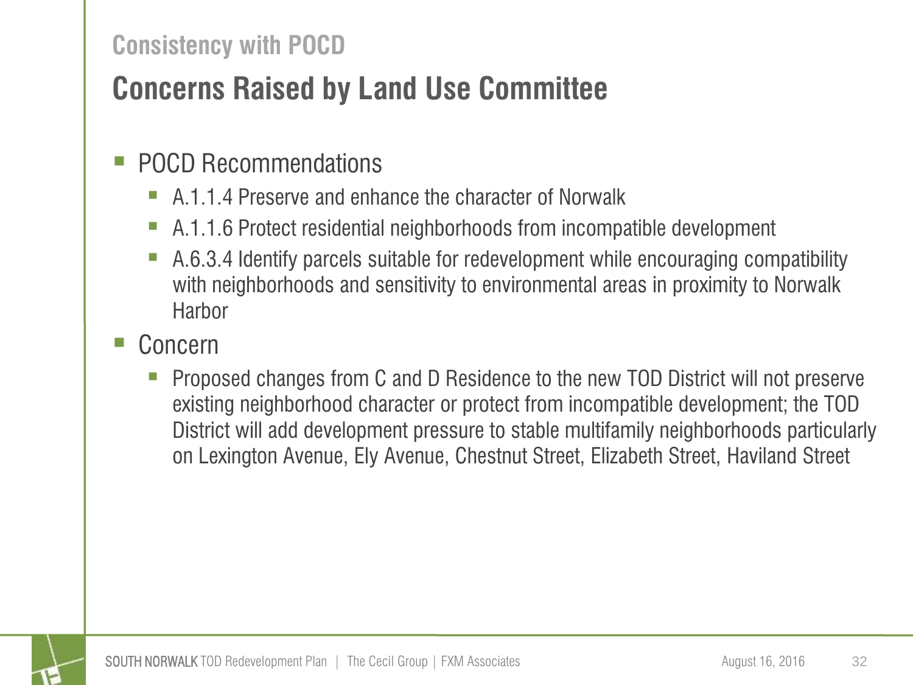### Consistency with POCD

## Concerns Raised by Land Use Committee

- POCD Recommendations
  - A.1.1.4 Preserve and enhance the character of Norwalk
  - A.1.1.6 Protect residential neighborhoods from incompatible development
  - A.6.3.4 Identify parcels suitable for redevelopment while encouraging compatibility with neighborhoods and sensitivity to environmental areas in proximity to Norwalk Harbor
- Concern
  - Proposed changes from C and D Residence to the new TOD District will not preserve existing neighborhood character or protect from incompatible development; the TOD District will add development pressure to stable multifamily neighborhoods particularly on Lexington Avenue, Ely Avenue, Chestnut Street, Elizabeth Street, Haviland Street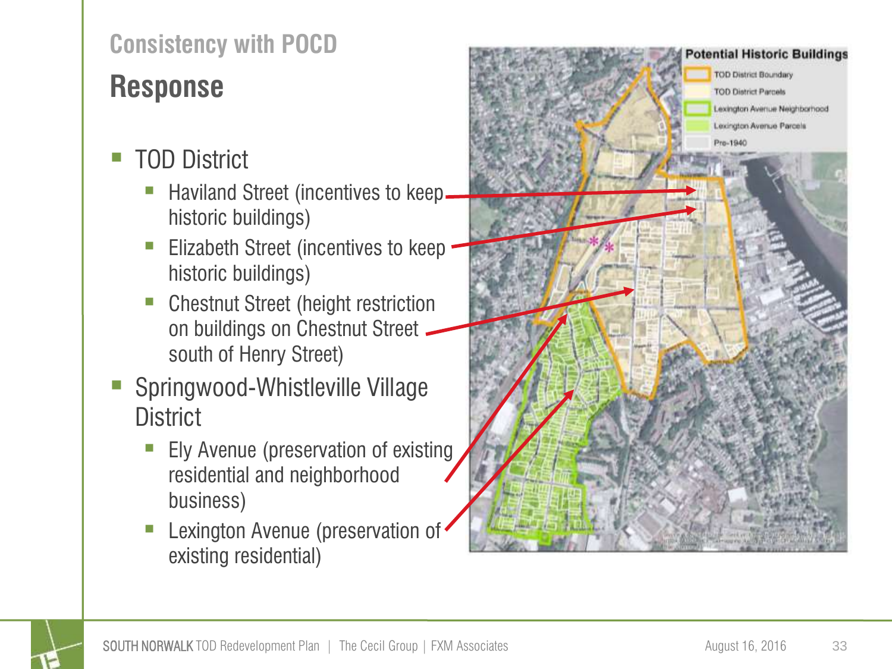## Consistency with POCD

# Response

- TOD District
  - Haviland Street (incentives to keep historic buildings)
  - Elizabeth Street (incentives to keep historic buildings)
  - Chestnut Street (height restriction on buildings on Chestnut Street south of Henry Street)
- Springwood-Whistleville Village District
  - Ely Avenue (preservation of existing residential and neighborhood business)
  - Lexington Avenue (preservation of existing residential)

**Potential Historic Buildings**

- TOD District Boundary
- TOD District Parcels
- Lexington Avenue Neighborhood
- Lexington Avenue Parcels
- Pre-1940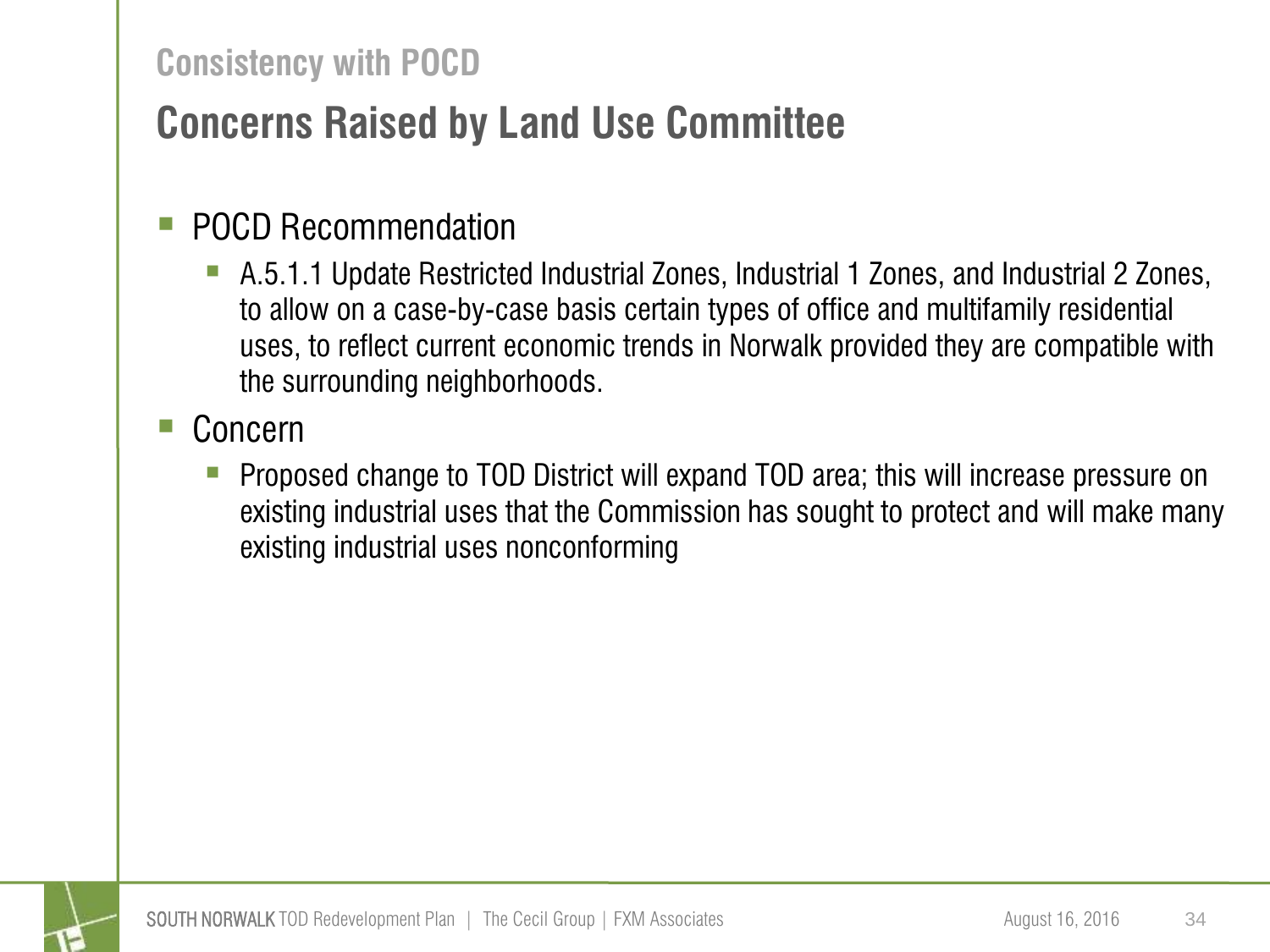## Consistency with POCD

# Concerns Raised by Land Use Committee

- POCD Recommendation
  - A.5.1.1 Update Restricted Industrial Zones, Industrial 1 Zones, and Industrial 2 Zones, to allow on a case-by-case basis certain types of office and multifamily residential uses, to reflect current economic trends in Norwalk provided they are compatible with the surrounding neighborhoods.
- Concern
  - Proposed change to TOD District will expand TOD area; this will increase pressure on existing industrial uses that the Commission has sought to protect and will make many existing industrial uses nonconforming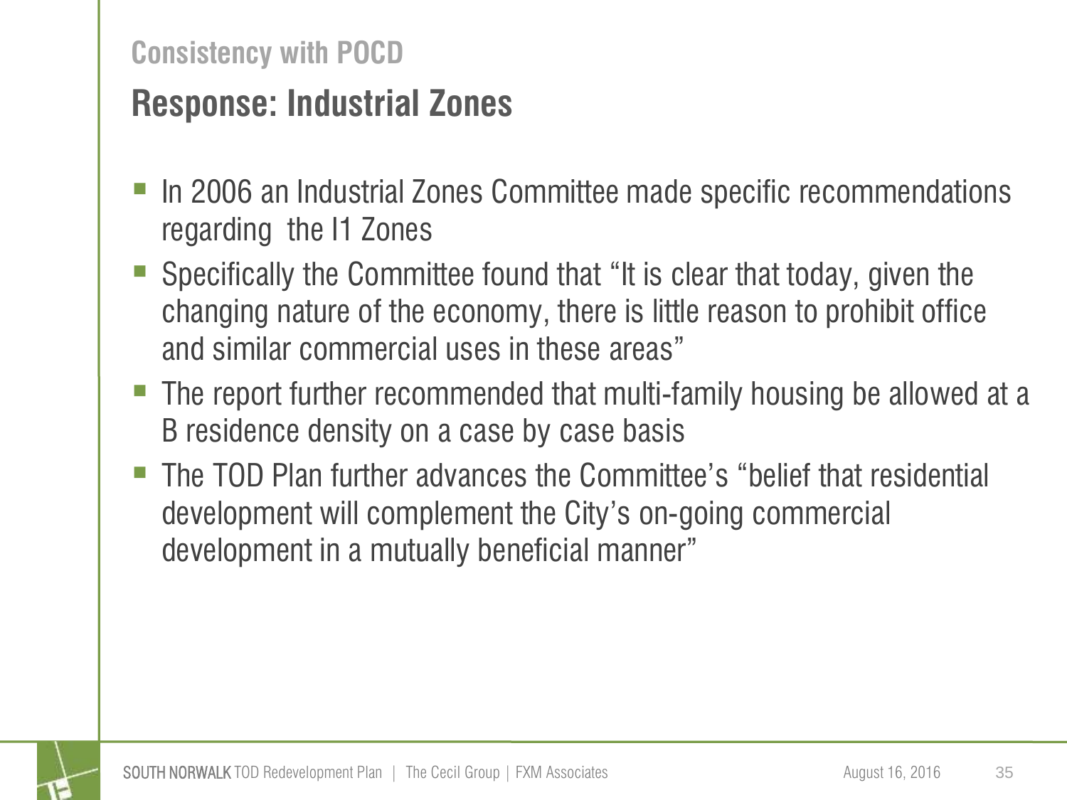### Consistency with POCD

## Response: Industrial Zones

- In 2006 an Industrial Zones Committee made specific recommendations regarding the I1 Zones
- Specifically the Committee found that "It is clear that today, given the changing nature of the economy, there is little reason to prohibit office and similar commercial uses in these areas"
- The report further recommended that multi-family housing be allowed at a B residence density on a case by case basis
- The TOD Plan further advances the Committee's "belief that residential development will complement the City's on-going commercial development in a mutually beneficial manner"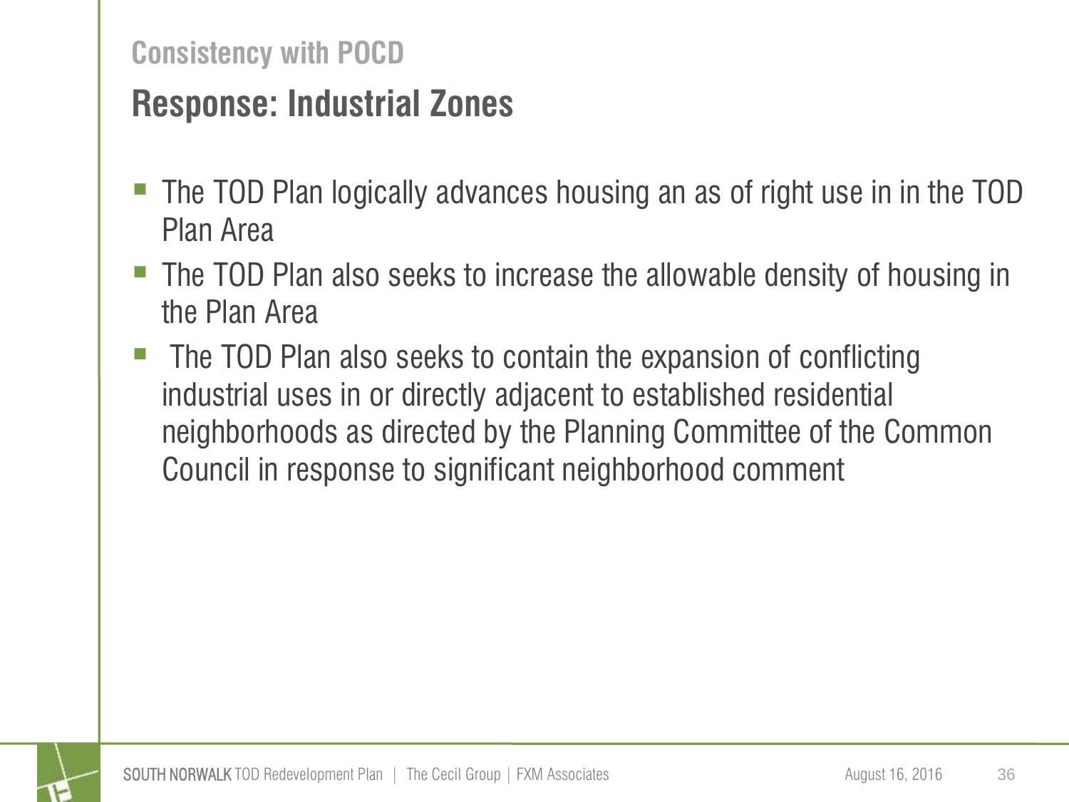## Consistency with POCD

# Response: Industrial Zones

- The TOD Plan logically advances housing an as of right use in in the TOD Plan Area
- The TOD Plan also seeks to increase the allowable density of housing in the Plan Area
- The TOD Plan also seeks to contain the expansion of conflicting industrial uses in or directly adjacent to established residential neighborhoods as directed by the Planning Committee of the Common Council in response to significant neighborhood comment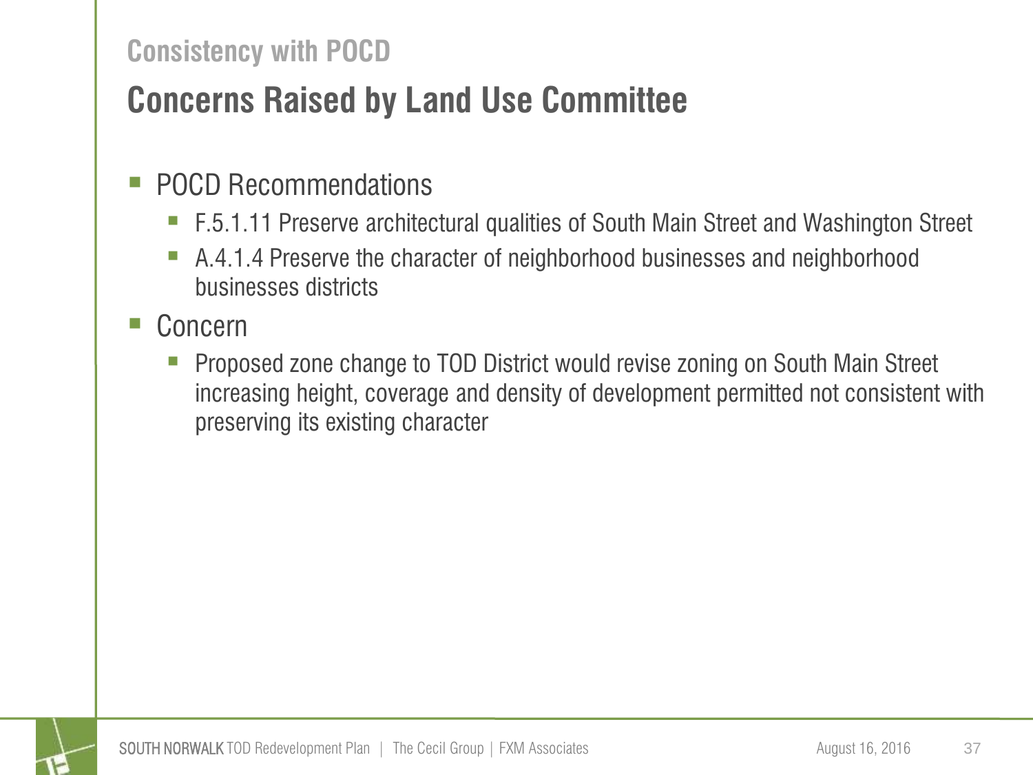## Consistency with POCD

# Concerns Raised by Land Use Committee

- POCD Recommendations
  - F.5.1.11 Preserve architectural qualities of South Main Street and Washington Street
  - A.4.1.4 Preserve the character of neighborhood businesses and neighborhood businesses districts
- Concern
  - Proposed zone change to TOD District would revise zoning on South Main Street increasing height, coverage and density of development permitted not consistent with preserving its existing character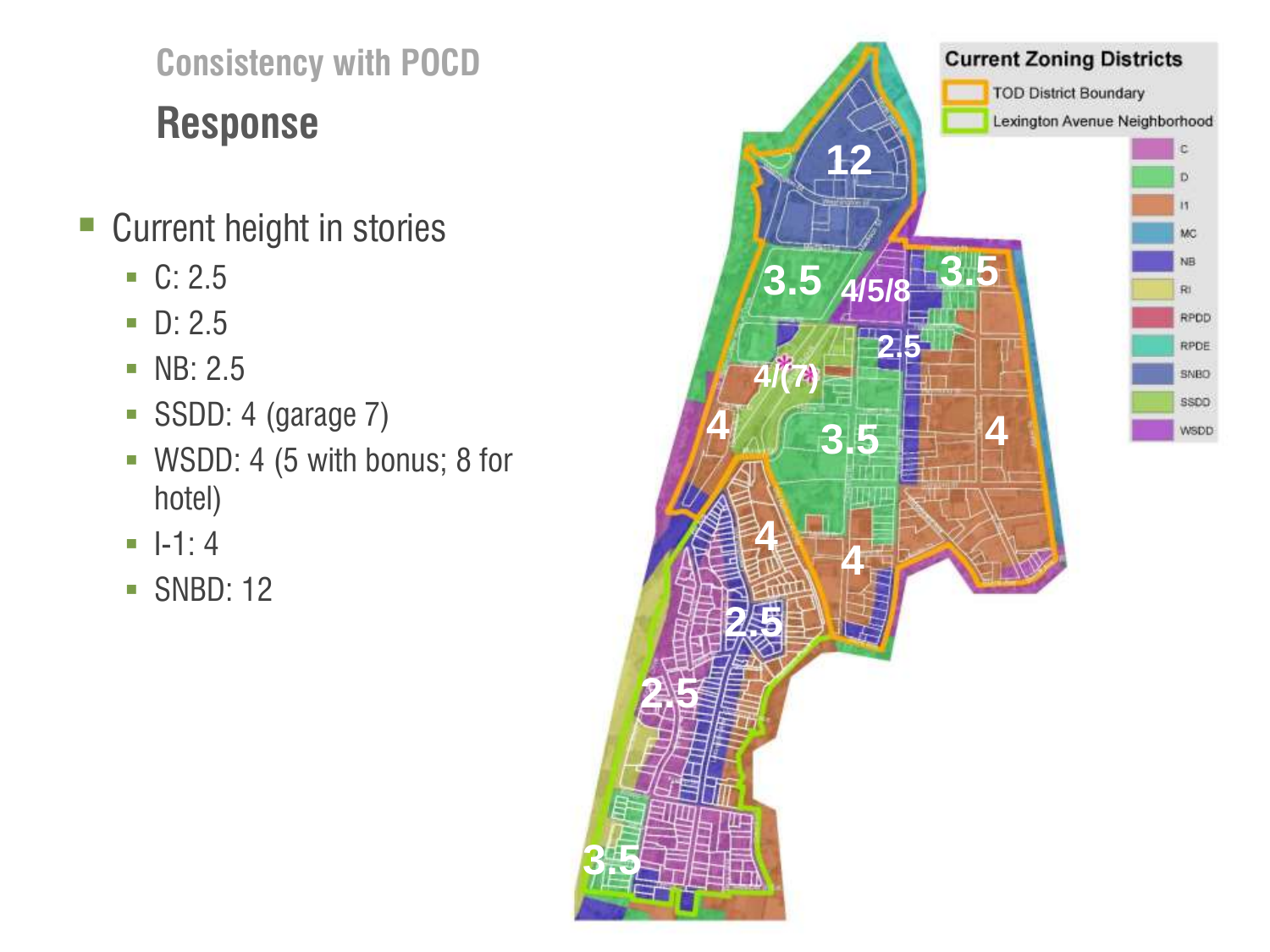Consistency with POCD

## Response

- Current height in stories
  - C: 2.5
  - D: 2.5
  - NB: 2.5
  - SSDD: 4 (garage 7)
  - WSDD: 4 (5 with bonus; 8 for hotel)
  - I-1: 4
  - SNBD: 12

**Current Zoning Districts**

- TOD District Boundary
- Lexington Avenue Neighborhood
- C
- D
- I1
- MC
- NB
- RI
- RPDD
- RPDE
- SNBD
- SSDD
- WSDD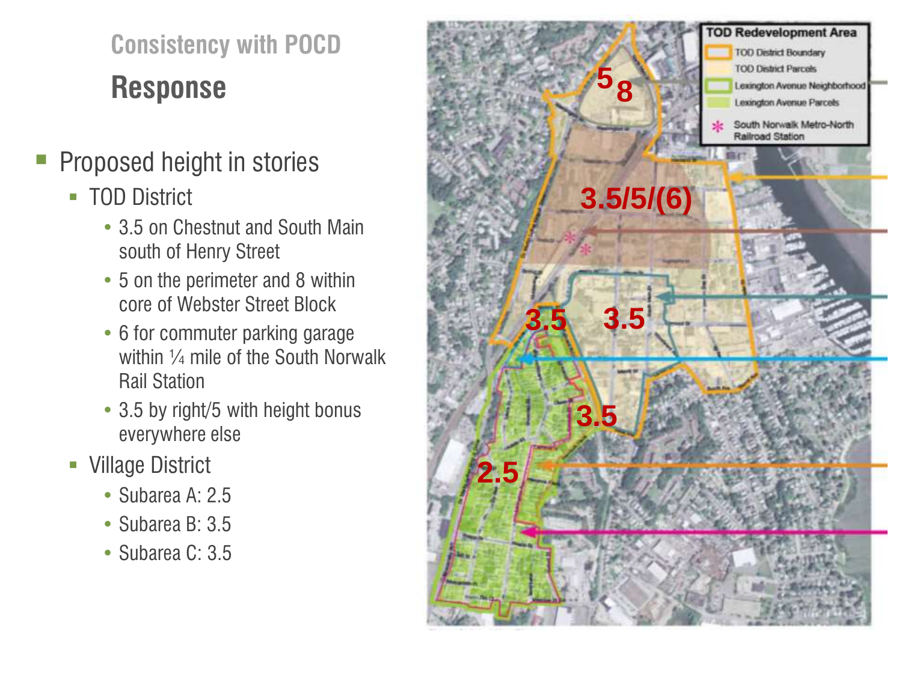## Consistency with POCD

# Response

- Proposed height in stories
  - TOD District
    - 3.5 on Chestnut and South Main south of Henry Street
    - 5 on the perimeter and 8 within core of Webster Street Block
    - 6 for commuter parking garage within ¼ mile of the South Norwalk Rail Station
    - 3.5 by right/5 with height bonus everywhere else
  - Village District
    - Subarea A: 2.5
    - Subarea B: 3.5
    - Subarea C: 3.5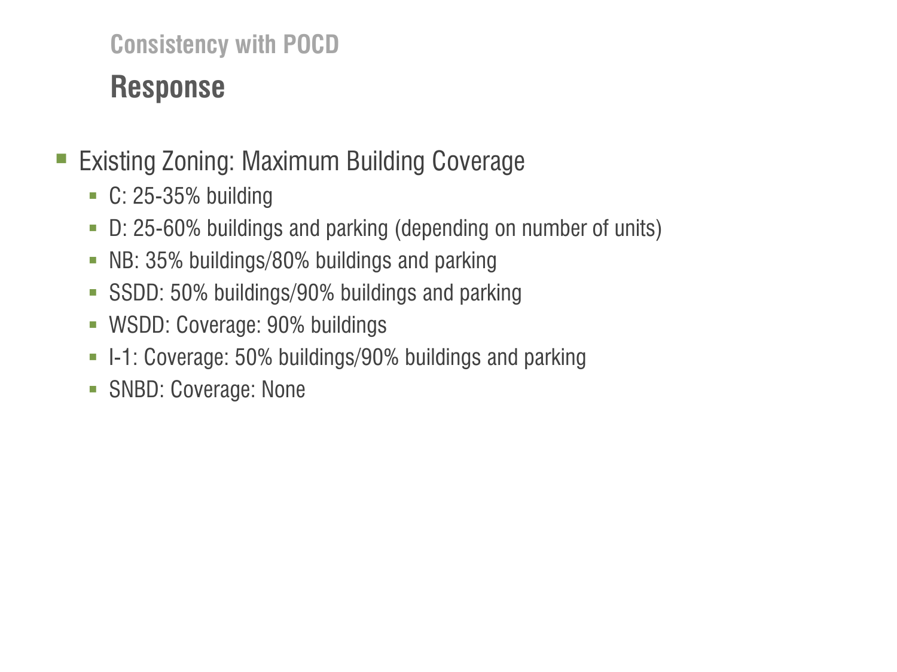## Consistency with POCD

# Response

- Existing Zoning: Maximum Building Coverage
  - C: 25-35% building
  - D: 25-60% buildings and parking (depending on number of units)
  - NB: 35% buildings/80% buildings and parking
  - SSDD: 50% buildings/90% buildings and parking
  - WSDD: Coverage: 90% buildings
  - I-1: Coverage: 50% buildings/90% buildings and parking
  - SNBD: Coverage: None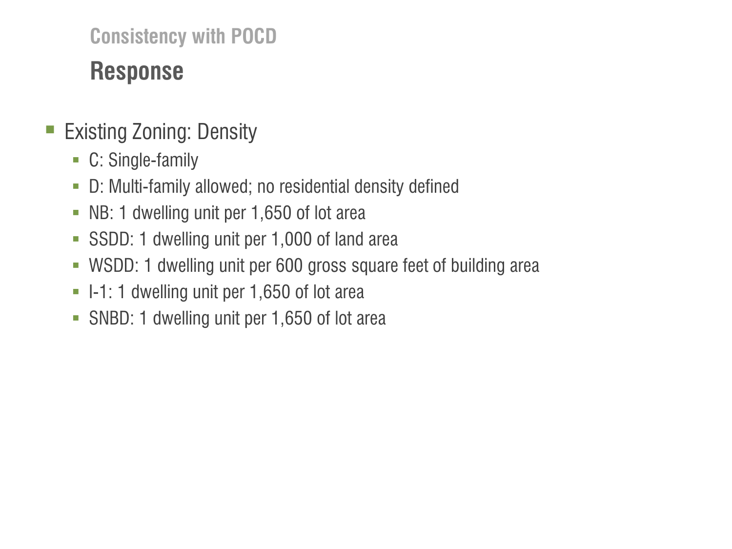## Consistency with POCD

# Response

- Existing Zoning: Density
  - C: Single-family
  - D: Multi-family allowed; no residential density defined
  - NB: 1 dwelling unit per 1,650 of lot area
  - SSDD: 1 dwelling unit per 1,000 of land area
  - WSDD: 1 dwelling unit per 600 gross square feet of building area
  - I-1: 1 dwelling unit per 1,650 of lot area
  - SNBD: 1 dwelling unit per 1,650 of lot area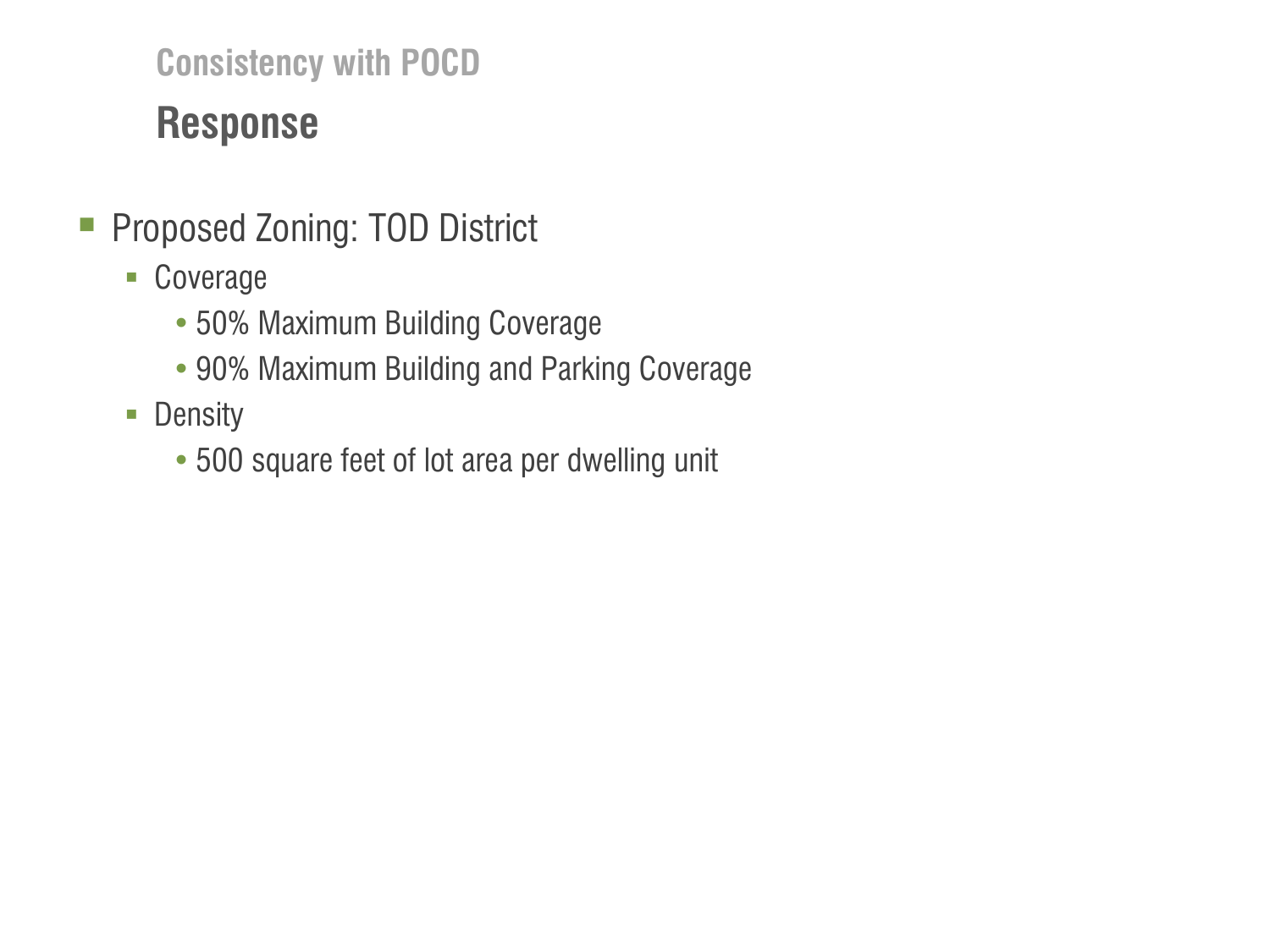### Consistency with POCD

## Response

- Proposed Zoning: TOD District
  - Coverage
    - 50% Maximum Building Coverage
    - 90% Maximum Building and Parking Coverage
  - Density
    - 500 square feet of lot area per dwelling unit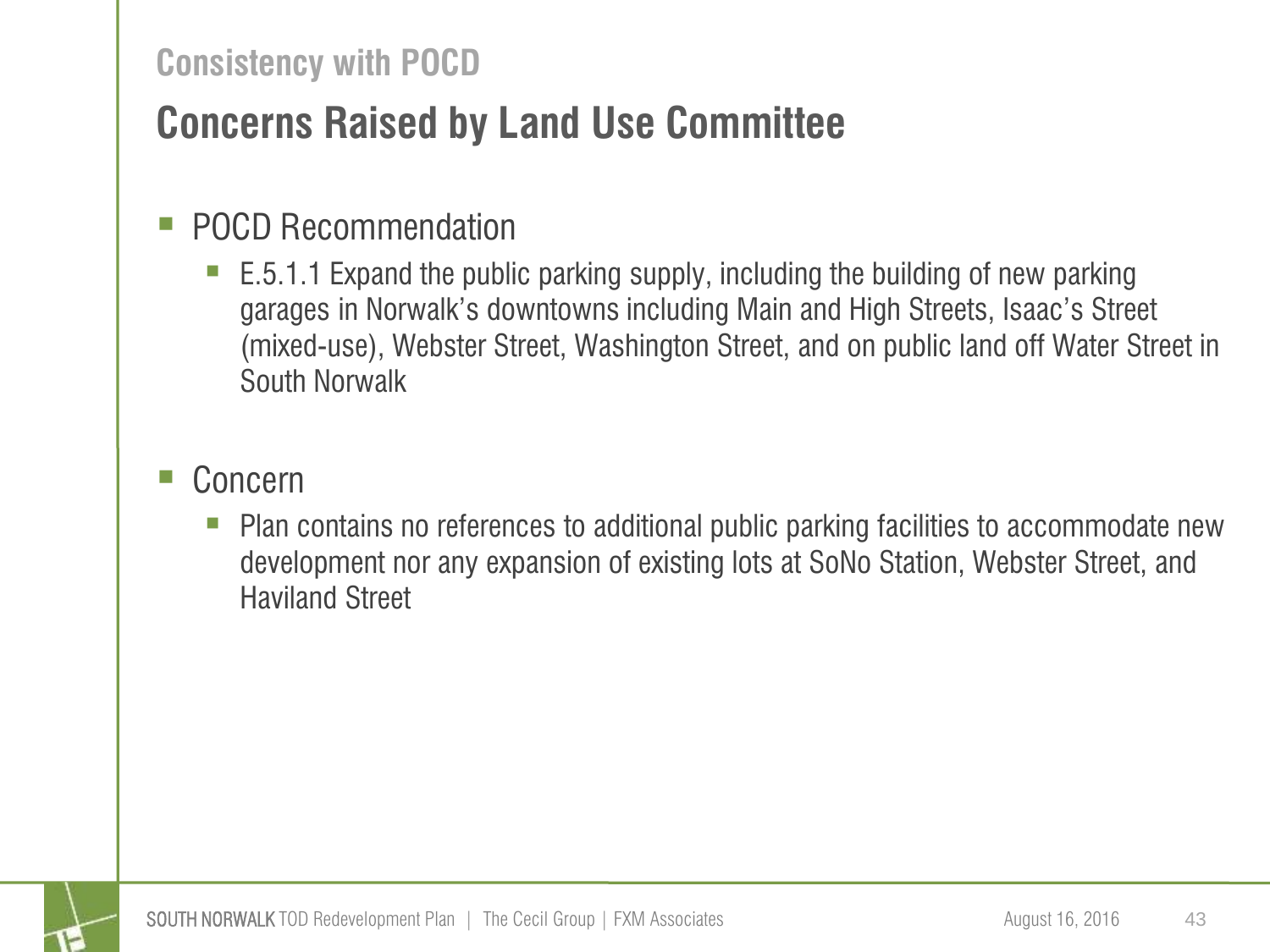## Consistency with POCD

# Concerns Raised by Land Use Committee

- POCD Recommendation
  - E.5.1.1 Expand the public parking supply, including the building of new parking garages in Norwalk's downtowns including Main and High Streets, Isaac's Street (mixed-use), Webster Street, Washington Street, and on public land off Water Street in South Norwalk

- Concern
  - Plan contains no references to additional public parking facilities to accommodate new development nor any expansion of existing lots at SoNo Station, Webster Street, and Haviland Street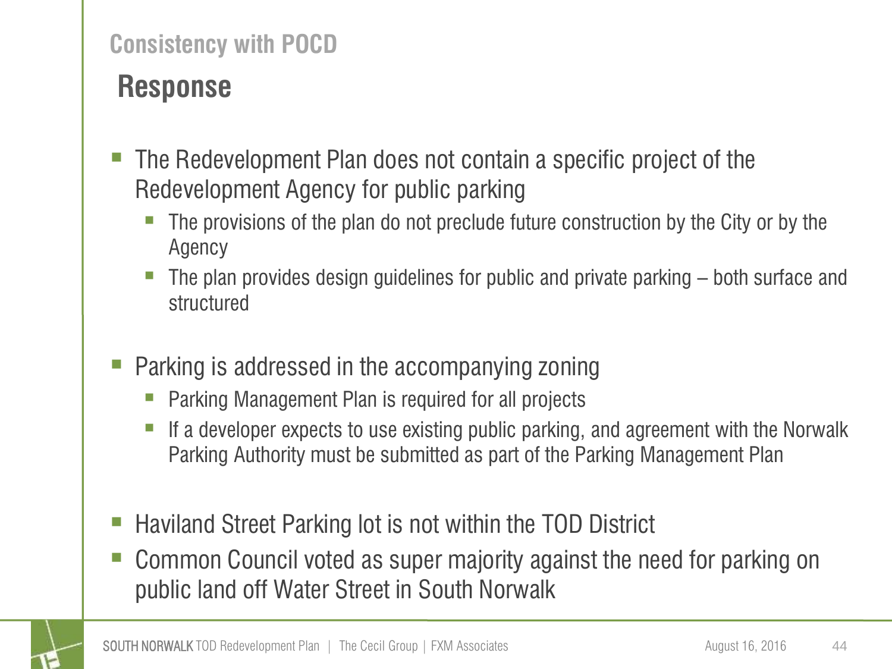## Consistency with POCD

# Response

- The Redevelopment Plan does not contain a specific project of the Redevelopment Agency for public parking
  - The provisions of the plan do not preclude future construction by the City or by the Agency
  - The plan provides design guidelines for public and private parking – both surface and structured
- Parking is addressed in the accompanying zoning
  - Parking Management Plan is required for all projects
  - If a developer expects to use existing public parking, and agreement with the Norwalk Parking Authority must be submitted as part of the Parking Management Plan
- Haviland Street Parking lot is not within the TOD District
- Common Council voted as super majority against the need for parking on public land off Water Street in South Norwalk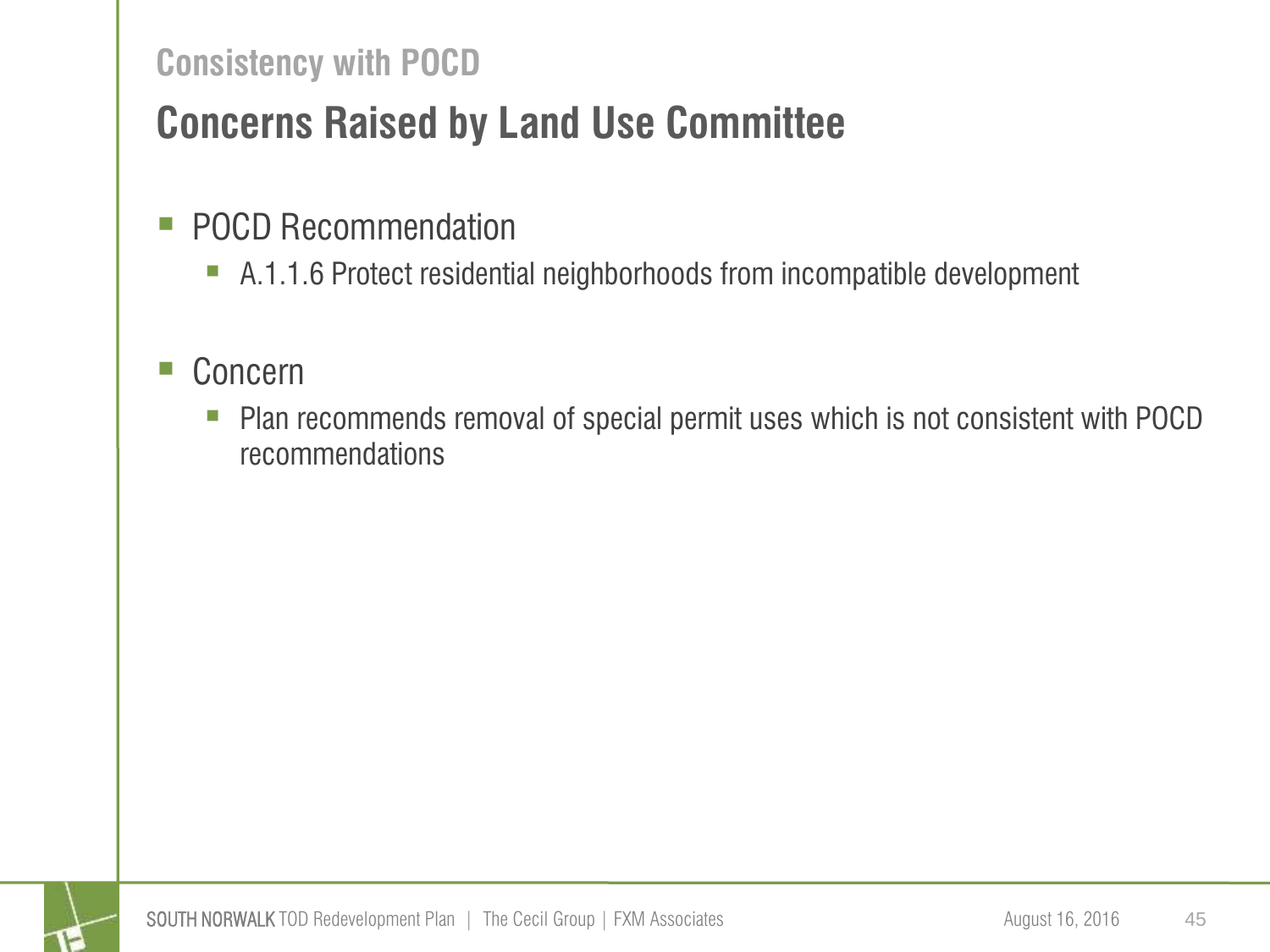## Consistency with POCD

# Concerns Raised by Land Use Committee

- POCD Recommendation
  - A.1.1.6 Protect residential neighborhoods from incompatible development
- Concern
  - Plan recommends removal of special permit uses which is not consistent with POCD recommendations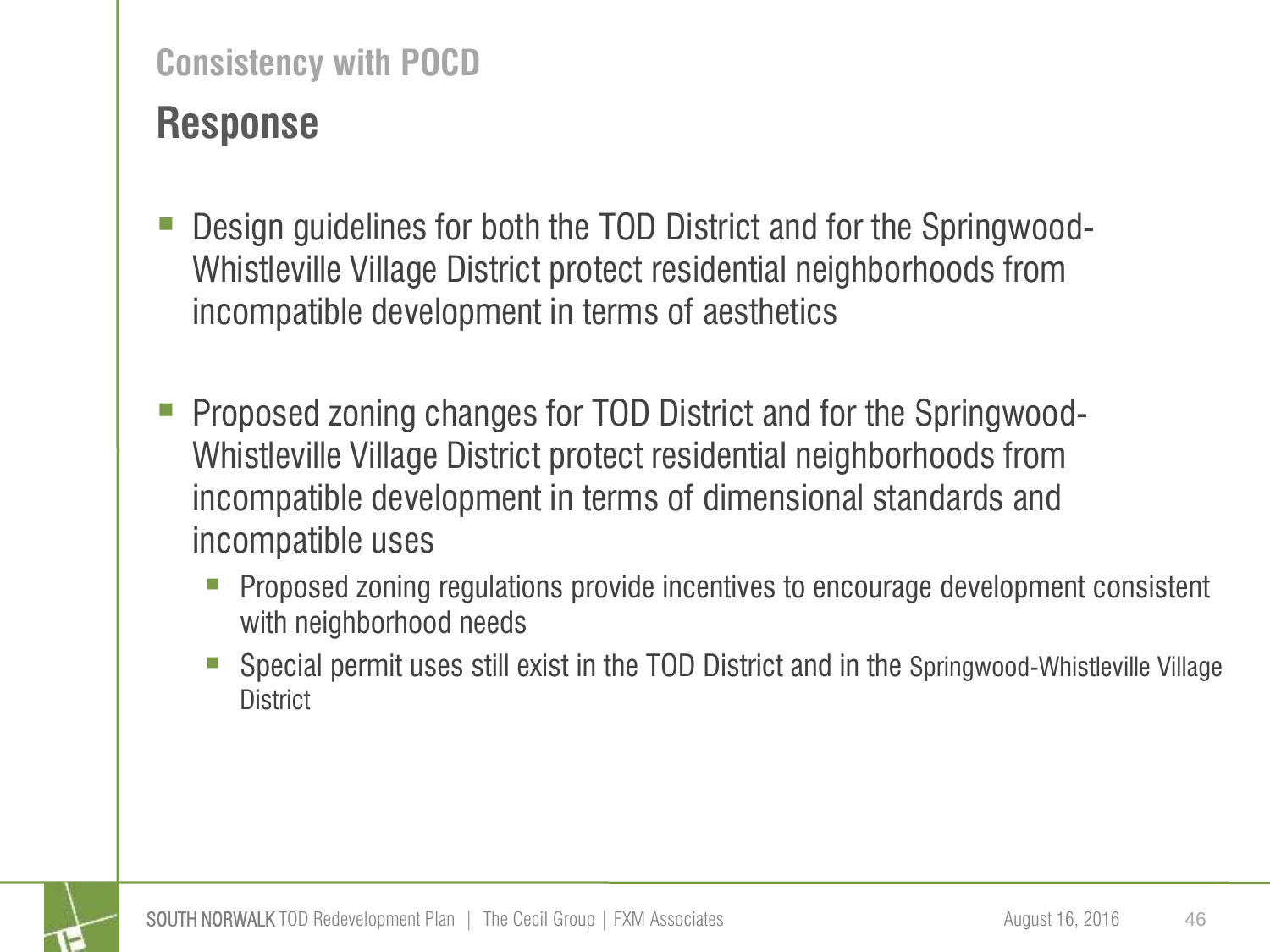Consistency with POCD

## Response

- Design guidelines for both the TOD District and for the Springwood-Whistleville Village District protect residential neighborhoods from incompatible development in terms of aesthetics

- Proposed zoning changes for TOD District and for the Springwood-Whistleville Village District protect residential neighborhoods from incompatible development in terms of dimensional standards and incompatible uses
  - Proposed zoning regulations provide incentives to encourage development consistent with neighborhood needs
  - Special permit uses still exist in the TOD District and in the Springwood-Whistleville Village District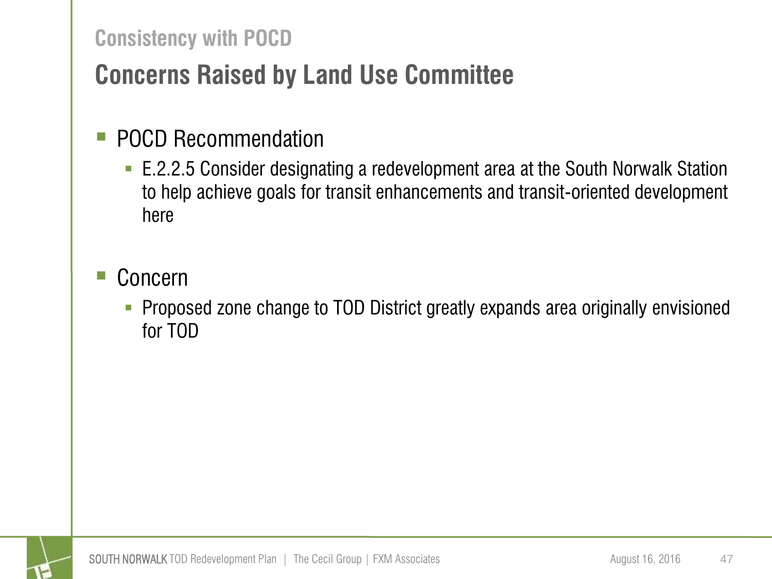### Consistency with POCD

## Concerns Raised by Land Use Committee

- POCD Recommendation
  - E.2.2.5 Consider designating a redevelopment area at the South Norwalk Station to help achieve goals for transit enhancements and transit-oriented development here

- Concern
  - Proposed zone change to TOD District greatly expands area originally envisioned for TOD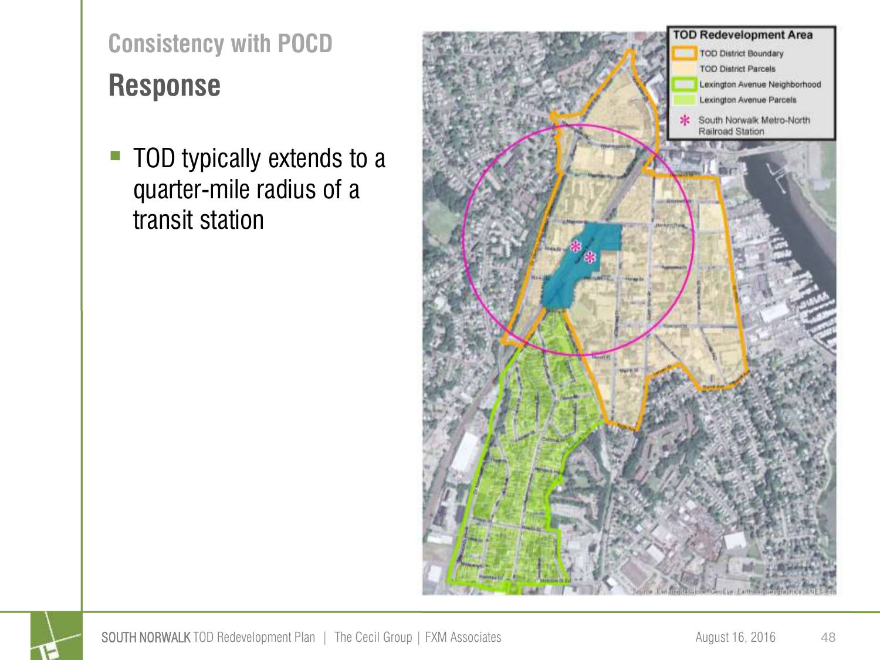## Consistency with POCD

# Response

- TOD typically extends to a quarter-mile radius of a transit station

**TOD Redevelopment Area**

- TOD District Boundary
- TOD District Parcels
- Lexington Avenue Neighborhood
- Lexington Avenue Parcels
- * South Norwalk Metro-North Railroad Station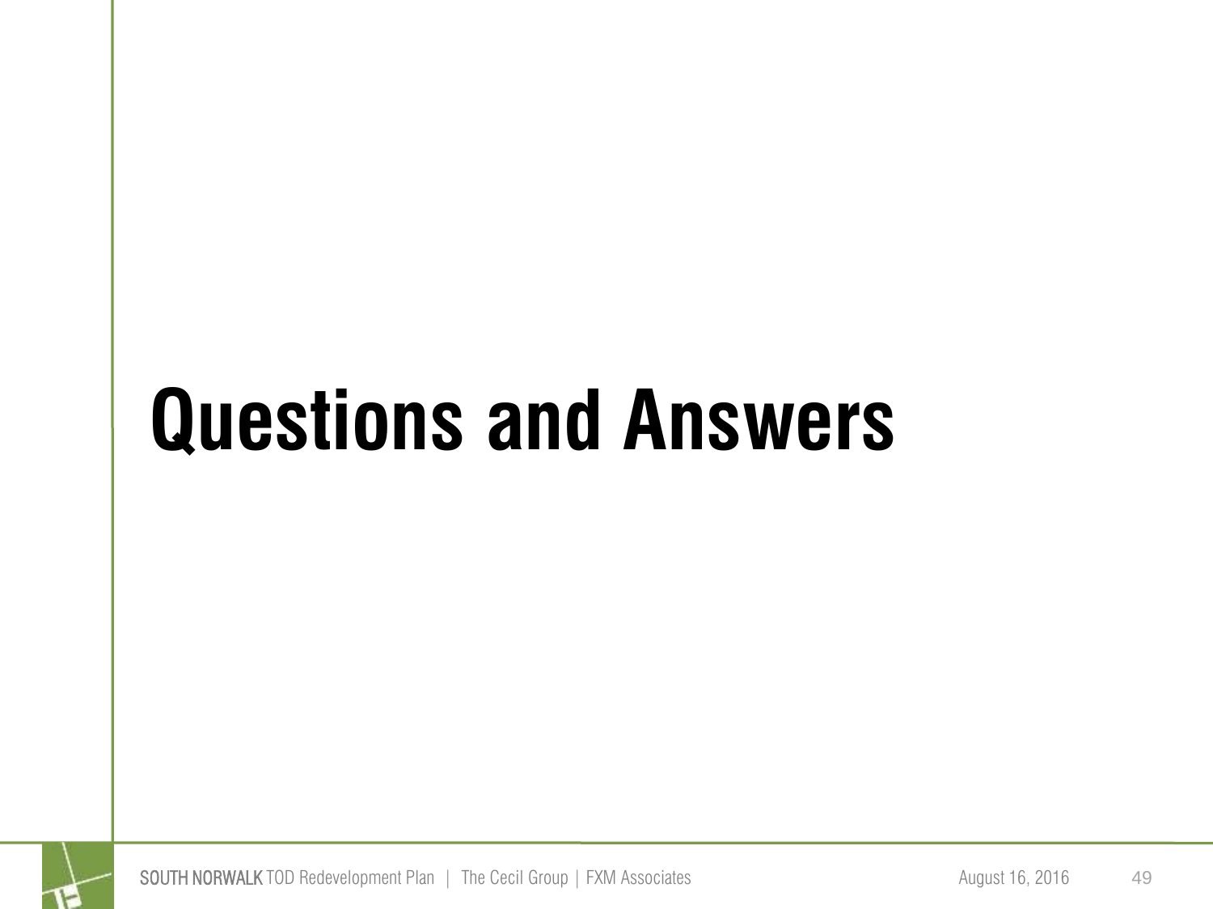# Questions and Answers